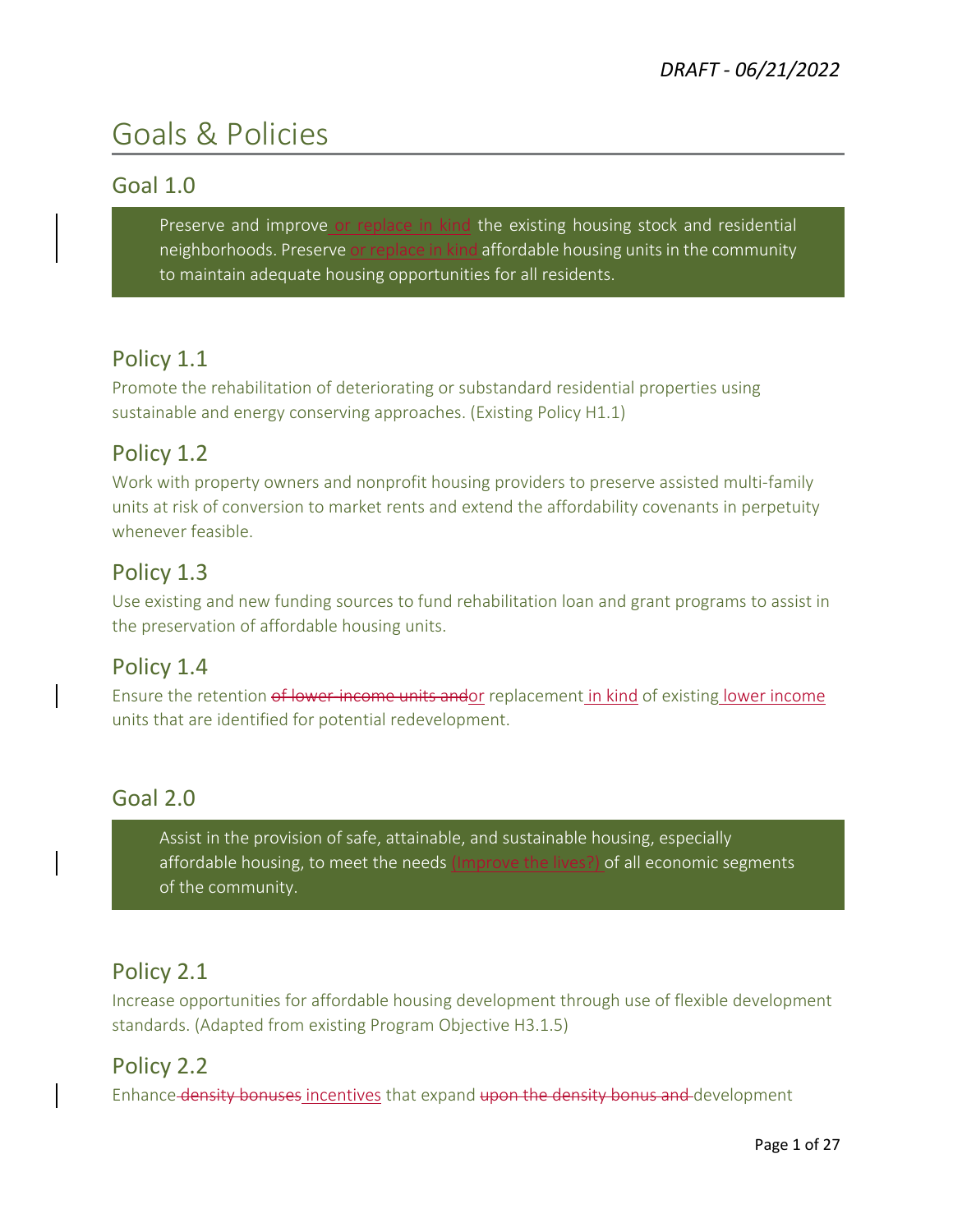# Goals & Policies

## Goal 1.0

> Preserve and improve or replace in kind the existing housing stock and residential neighborhoods. Preserve or replace in kind affordable housing units in the community to maintain adequate housing opportunities for all residents.

## Policy 1.1

Promote the rehabilitation of deteriorating or substandard residential properties using sustainable and energy conserving approaches. (Existing Policy H1.1)

## Policy 1.2

Work with property owners and nonprofit housing providers to preserve assisted multi-family units at risk of conversion to market rents and extend the affordability covenants in perpetuity whenever feasible.

## Policy 1.3

Use existing and new funding sources to fund rehabilitation loan and grant programs to assist in the preservation of affordable housing units.

## Policy 1.4

Ensure the retention ~~of lower-income units and~~or replacement in kind of existing lower income units that are identified for potential redevelopment.

## Goal 2.0

> Assist in the provision of safe, attainable, and sustainable housing, especially affordable housing, to meet the needs (Improve the lives?) of all economic segments of the community.

## Policy 2.1

Increase opportunities for affordable housing development through use of flexible development standards. (Adapted from existing Program Objective H3.1.5)

## Policy 2.2

Enhance ~~density bonuses~~ incentives that expand ~~upon the density bonus and~~ development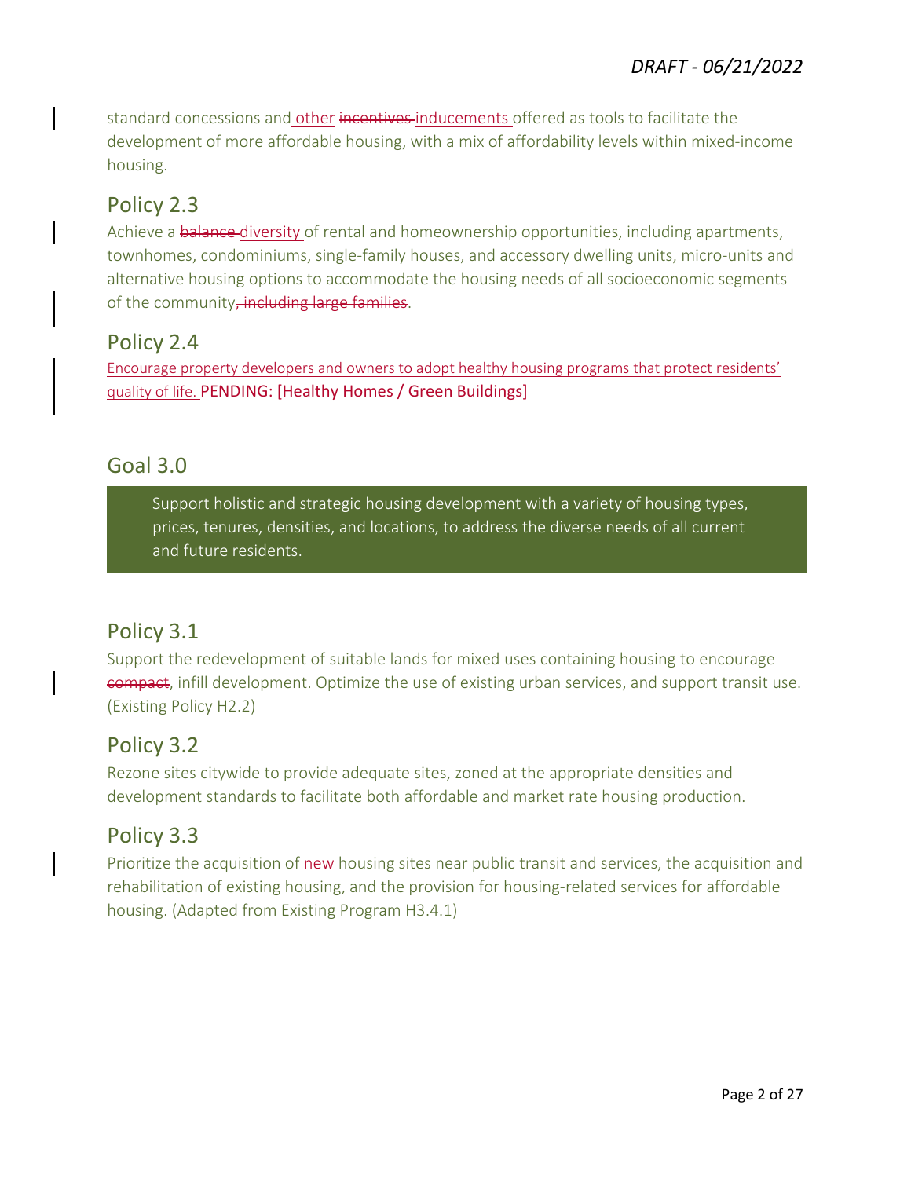standard concessions and other ~~incentives~~ inducements offered as tools to facilitate the development of more affordable housing, with a mix of affordability levels within mixed-income housing.

## Policy 2.3

Achieve a ~~balance~~ diversity of rental and homeownership opportunities, including apartments, townhomes, condominiums, single-family houses, and accessory dwelling units, micro-units and alternative housing options to accommodate the housing needs of all socioeconomic segments of the community~~, including large families~~.

## Policy 2.4

Encourage property developers and owners to adopt healthy housing programs that protect residents' quality of life. ~~**PENDING: [Healthy Homes / Green Buildings]**~~

## Goal 3.0

> Support holistic and strategic housing development with a variety of housing types, prices, tenures, densities, and locations, to address the diverse needs of all current and future residents.

## Policy 3.1

Support the redevelopment of suitable lands for mixed uses containing housing to encourage ~~compact~~, infill development. Optimize the use of existing urban services, and support transit use. (Existing Policy H2.2)

## Policy 3.2

Rezone sites citywide to provide adequate sites, zoned at the appropriate densities and development standards to facilitate both affordable and market rate housing production.

## Policy 3.3

Prioritize the acquisition of ~~new~~ housing sites near public transit and services, the acquisition and rehabilitation of existing housing, and the provision for housing-related services for affordable housing. (Adapted from Existing Program H3.4.1)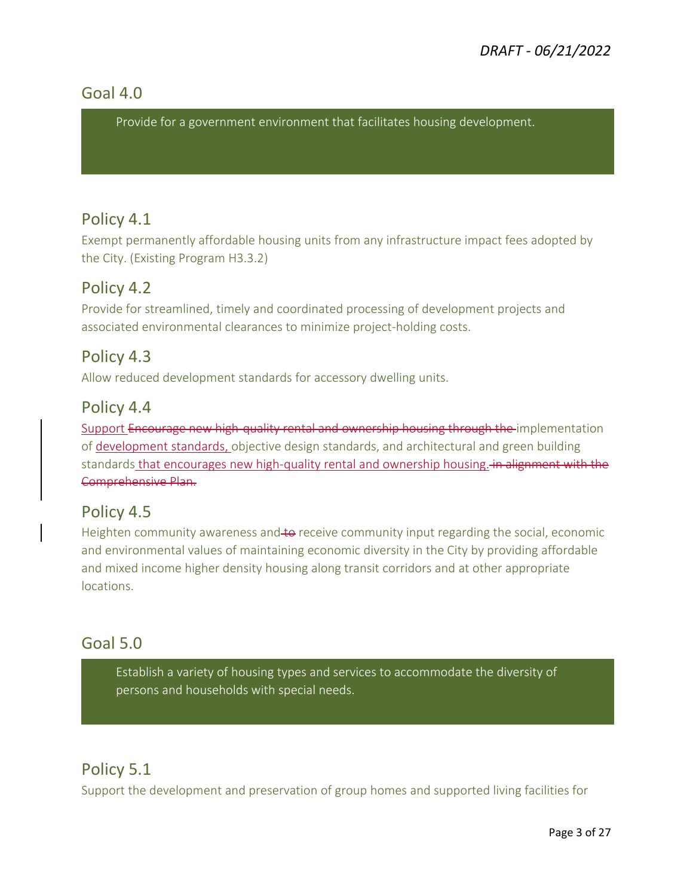## Goal 4.0

Provide for a government environment that facilitates housing development.

### Policy 4.1

Exempt permanently affordable housing units from any infrastructure impact fees adopted by the City. (Existing Program H3.3.2)

### Policy 4.2

Provide for streamlined, timely and coordinated processing of development projects and associated environmental clearances to minimize project-holding costs.

### Policy 4.3

Allow reduced development standards for accessory dwelling units.

### Policy 4.4

<ins>Support</ins> ~~Encourage new high-quality rental and ownership housing through the~~ implementation of <ins>development standards,</ins> objective design standards, and architectural and green building standards <ins>that encourages new high-quality rental and ownership housing.</ins> ~~in alignment with the Comprehensive Plan.~~

### Policy 4.5

Heighten community awareness and ~~to~~ receive community input regarding the social, economic and environmental values of maintaining economic diversity in the City by providing affordable and mixed income higher density housing along transit corridors and at other appropriate locations.

## Goal 5.0

Establish a variety of housing types and services to accommodate the diversity of persons and households with special needs.

### Policy 5.1

Support the development and preservation of group homes and supported living facilities for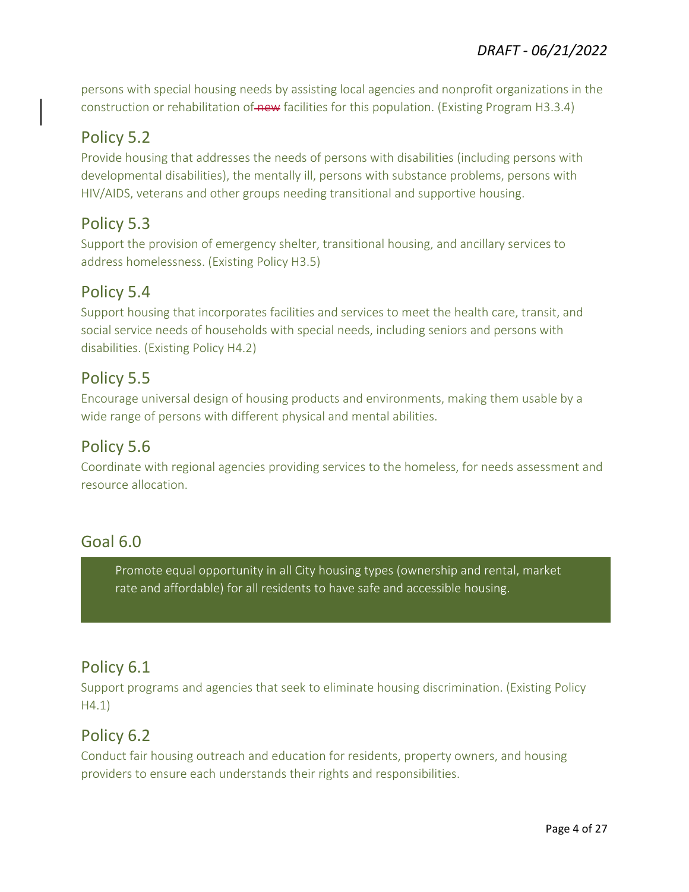persons with special housing needs by assisting local agencies and nonprofit organizations in the construction or rehabilitation of ~~new~~ facilities for this population. (Existing Program H3.3.4)

## Policy 5.2

Provide housing that addresses the needs of persons with disabilities (including persons with developmental disabilities), the mentally ill, persons with substance problems, persons with HIV/AIDS, veterans and other groups needing transitional and supportive housing.

## Policy 5.3

Support the provision of emergency shelter, transitional housing, and ancillary services to address homelessness. (Existing Policy H3.5)

## Policy 5.4

Support housing that incorporates facilities and services to meet the health care, transit, and social service needs of households with special needs, including seniors and persons with disabilities. (Existing Policy H4.2)

## Policy 5.5

Encourage universal design of housing products and environments, making them usable by a wide range of persons with different physical and mental abilities.

## Policy 5.6

Coordinate with regional agencies providing services to the homeless, for needs assessment and resource allocation.

## Goal 6.0

Promote equal opportunity in all City housing types (ownership and rental, market rate and affordable) for all residents to have safe and accessible housing.

## Policy 6.1

Support programs and agencies that seek to eliminate housing discrimination. (Existing Policy H4.1)

## Policy 6.2

Conduct fair housing outreach and education for residents, property owners, and housing providers to ensure each understands their rights and responsibilities.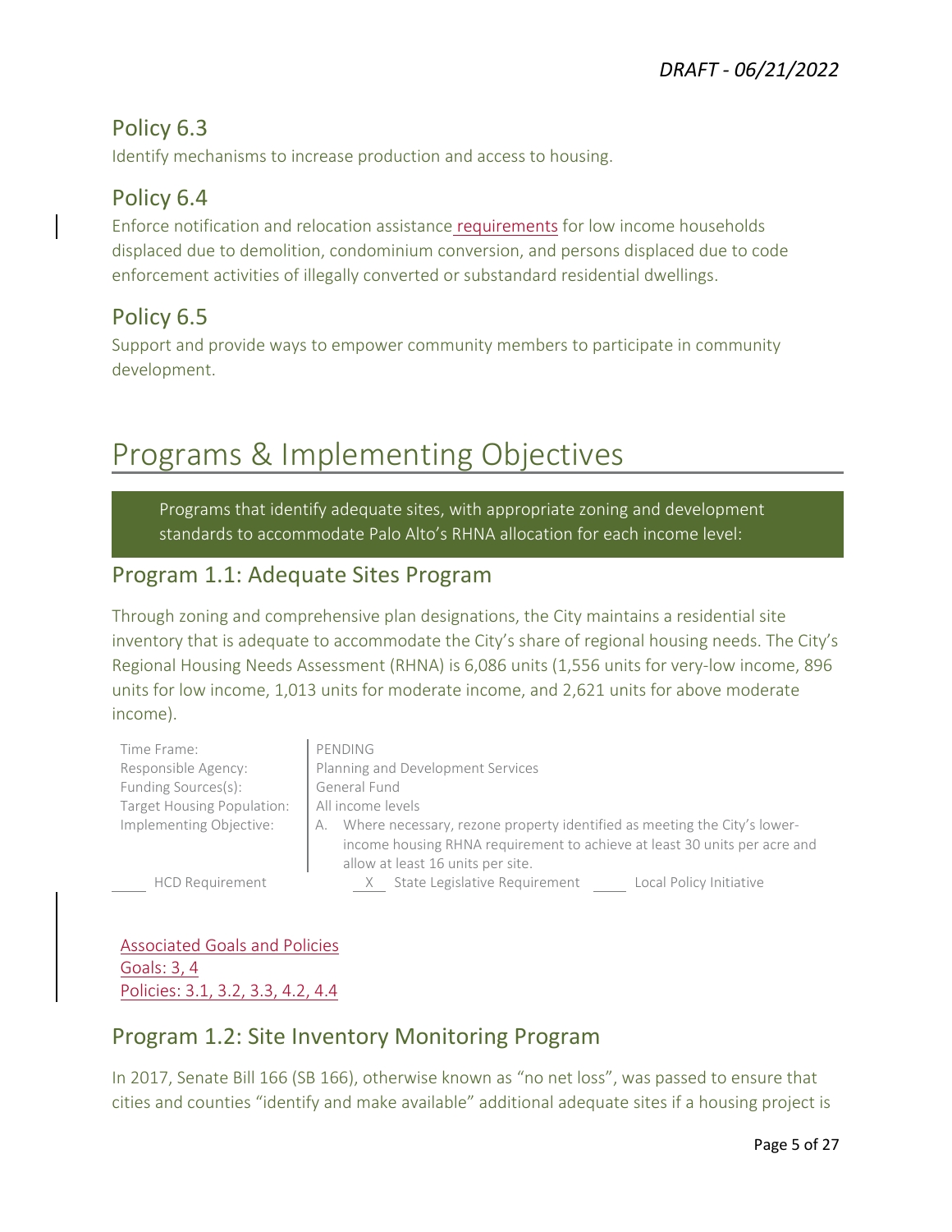## Policy 6.3

Identify mechanisms to increase production and access to housing.

## Policy 6.4

Enforce notification and relocation assistance requirements for low income households displaced due to demolition, condominium conversion, and persons displaced due to code enforcement activities of illegally converted or substandard residential dwellings.

## Policy 6.5

Support and provide ways to empower community members to participate in community development.

# Programs & Implementing Objectives

Programs that identify adequate sites, with appropriate zoning and development standards to accommodate Palo Alto's RHNA allocation for each income level:

## Program 1.1: Adequate Sites Program

Through zoning and comprehensive plan designations, the City maintains a residential site inventory that is adequate to accommodate the City's share of regional housing needs. The City's Regional Housing Needs Assessment (RHNA) is 6,086 units (1,556 units for very-low income, 896 units for low income, 1,013 units for moderate income, and 2,621 units for above moderate income).

| | |
|---|---|
| Time Frame: | PENDING |
| Responsible Agency: | Planning and Development Services |
| Funding Sources(s): | General Fund |
| Target Housing Population: | All income levels |
| Implementing Objective: | A. Where necessary, rezone property identified as meeting the City's lower-income housing RHNA requirement to achieve at least 30 units per acre and allow at least 16 units per site. |

____ HCD Requirement  __X__ State Legislative Requirement  ____ Local Policy Initiative

Associated Goals and Policies
Goals: 3, 4
Policies: 3.1, 3.2, 3.3, 4.2, 4.4

## Program 1.2: Site Inventory Monitoring Program

In 2017, Senate Bill 166 (SB 166), otherwise known as "no net loss", was passed to ensure that cities and counties "identify and make available" additional adequate sites if a housing project is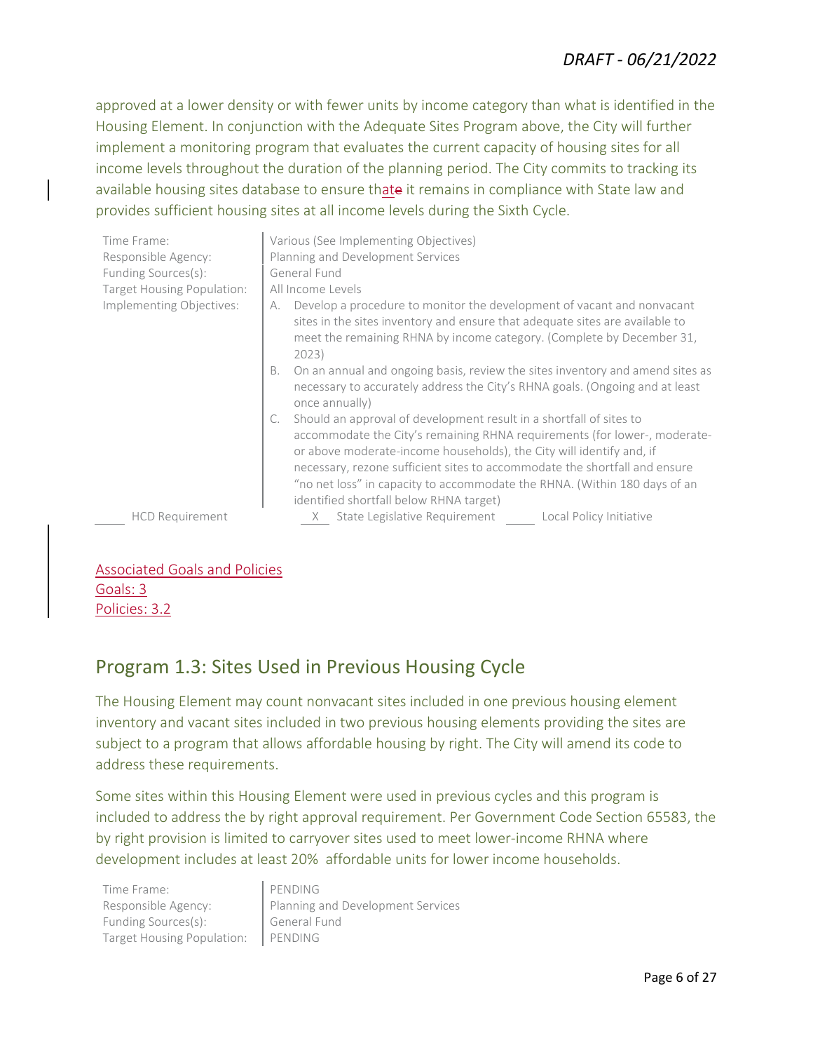approved at a lower density or with fewer units by income category than what is identified in the Housing Element. In conjunction with the Adequate Sites Program above, the City will further implement a monitoring program that evaluates the current capacity of housing sites for all income levels throughout the duration of the planning period. The City commits to tracking its available housing sites database to ensure that it remains in compliance with State law and provides sufficient housing sites at all income levels during the Sixth Cycle.

| | |
|---|---|
| Time Frame: | Various (See Implementing Objectives) |
| Responsible Agency: | Planning and Development Services |
| Funding Sources(s): | General Fund |
| Target Housing Population: | All Income Levels |
| Implementing Objectives: | A. Develop a procedure to monitor the development of vacant and nonvacant sites in the sites inventory and ensure that adequate sites are available to meet the remaining RHNA by income category. (Complete by December 31, 2023)<br>B. On an annual and ongoing basis, review the sites inventory and amend sites as necessary to accurately address the City's RHNA goals. (Ongoing and at least once annually)<br>C. Should an approval of development result in a shortfall of sites to accommodate the City's remaining RHNA requirements (for lower-, moderate- or above moderate-income households), the City will identify and, if necessary, rezone sufficient sites to accommodate the shortfall and ensure "no net loss" in capacity to accommodate the RHNA. (Within 180 days of an identified shortfall below RHNA target) |

____ HCD Requirement    __X__ State Legislative Requirement    ____ Local Policy Initiative

Associated Goals and Policies
Goals: 3
Policies: 3.2

## Program 1.3: Sites Used in Previous Housing Cycle

The Housing Element may count nonvacant sites included in one previous housing element inventory and vacant sites included in two previous housing elements providing the sites are subject to a program that allows affordable housing by right. The City will amend its code to address these requirements.

Some sites within this Housing Element were used in previous cycles and this program is included to address the by right approval requirement. Per Government Code Section 65583, the by right provision is limited to carryover sites used to meet lower-income RHNA where development includes at least 20% affordable units for lower income households.

| | |
|---|---|
| Time Frame: | PENDING |
| Responsible Agency: | Planning and Development Services |
| Funding Sources(s): | General Fund |
| Target Housing Population: | PENDING |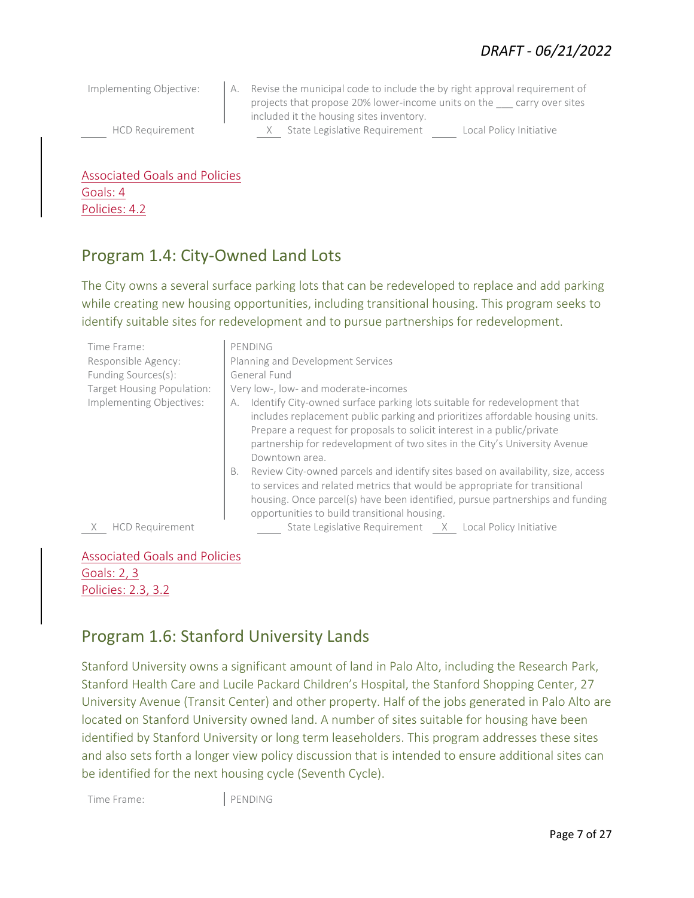| | |
|---|---|
| Implementing Objective: | A. Revise the municipal code to include the by right approval requirement of projects that propose 20% lower-income units on the ___ carry over sites included it the housing sites inventory. |

_____ HCD Requirement   __X__ State Legislative Requirement   _____ Local Policy Initiative

Associated Goals and Policies
Goals: 4
Policies: 4.2

## Program 1.4: City-Owned Land Lots

The City owns a several surface parking lots that can be redeveloped to replace and add parking while creating new housing opportunities, including transitional housing. This program seeks to identify suitable sites for redevelopment and to pursue partnerships for redevelopment.

| | |
|---|---|
| Time Frame: | PENDING |
| Responsible Agency: | Planning and Development Services |
| Funding Sources(s): | General Fund |
| Target Housing Population: | Very low-, low- and moderate-incomes |
| Implementing Objectives: | A. Identify City-owned surface parking lots suitable for redevelopment that includes replacement public parking and prioritizes affordable housing units. Prepare a request for proposals to solicit interest in a public/private partnership for redevelopment of two sites in the City's University Avenue Downtown area.<br>B. Review City-owned parcels and identify sites based on availability, size, access to services and related metrics that would be appropriate for transitional housing. Once parcel(s) have been identified, pursue partnerships and funding opportunities to build transitional housing. |

__X__ HCD Requirement   _____ State Legislative Requirement   __X__ Local Policy Initiative

Associated Goals and Policies
Goals: 2, 3
Policies: 2.3, 3.2

## Program 1.6: Stanford University Lands

Stanford University owns a significant amount of land in Palo Alto, including the Research Park, Stanford Health Care and Lucile Packard Children's Hospital, the Stanford Shopping Center, 27 University Avenue (Transit Center) and other property. Half of the jobs generated in Palo Alto are located on Stanford University owned land. A number of sites suitable for housing have been identified by Stanford University or long term leaseholders. This program addresses these sites and also sets forth a longer view policy discussion that is intended to ensure additional sites can be identified for the next housing cycle (Seventh Cycle).

| | |
|---|---|
| Time Frame: | PENDING |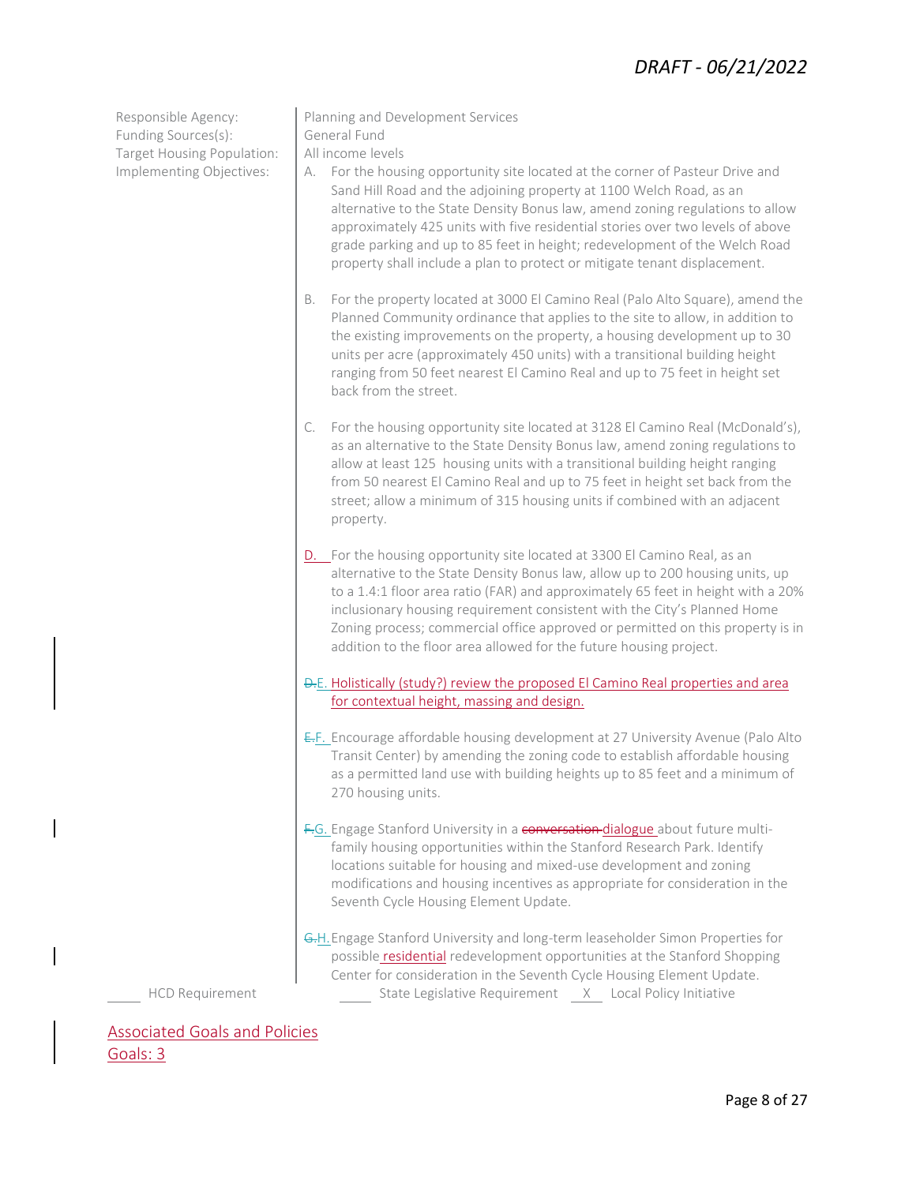Responsible Agency: Planning and Development Services
Funding Sources(s): General Fund
Target Housing Population: All income levels
Implementing Objectives:

A. For the housing opportunity site located at the corner of Pasteur Drive and Sand Hill Road and the adjoining property at 1100 Welch Road, as an alternative to the State Density Bonus law, amend zoning regulations to allow approximately 425 units with five residential stories over two levels of above grade parking and up to 85 feet in height; redevelopment of the Welch Road property shall include a plan to protect or mitigate tenant displacement.

B. For the property located at 3000 El Camino Real (Palo Alto Square), amend the Planned Community ordinance that applies to the site to allow, in addition to the existing improvements on the property, a housing development up to 30 units per acre (approximately 450 units) with a transitional building height ranging from 50 feet nearest El Camino Real and up to 75 feet in height set back from the street.

C. For the housing opportunity site located at 3128 El Camino Real (McDonald's), as an alternative to the State Density Bonus law, amend zoning regulations to allow at least 125 housing units with a transitional building height ranging from 50 nearest El Camino Real and up to 75 feet in height set back from the street; allow a minimum of 315 housing units if combined with an adjacent property.

D. For the housing opportunity site located at 3300 El Camino Real, as an alternative to the State Density Bonus law, allow up to 200 housing units, up to a 1.4:1 floor area ratio (FAR) and approximately 65 feet in height with a 20% inclusionary housing requirement consistent with the City's Planned Home Zoning process; commercial office approved or permitted on this property is in addition to the floor area allowed for the future housing project.

~~D.~~E. Holistically (study?) review the proposed El Camino Real properties and area for contextual height, massing and design.

~~E.~~F. Encourage affordable housing development at 27 University Avenue (Palo Alto Transit Center) by amending the zoning code to establish affordable housing as a permitted land use with building heights up to 85 feet and a minimum of 270 housing units.

~~F.~~G. Engage Stanford University in a ~~conversation~~ dialogue about future multi-family housing opportunities within the Stanford Research Park. Identify locations suitable for housing and mixed-use development and zoning modifications and housing incentives as appropriate for consideration in the Seventh Cycle Housing Element Update.

~~G.~~H. Engage Stanford University and long-term leaseholder Simon Properties for possible residential redevelopment opportunities at the Stanford Shopping Center for consideration in the Seventh Cycle Housing Element Update.

____ HCD Requirement ____ State Legislative Requirement __X__ Local Policy Initiative

Associated Goals and Policies
Goals: 3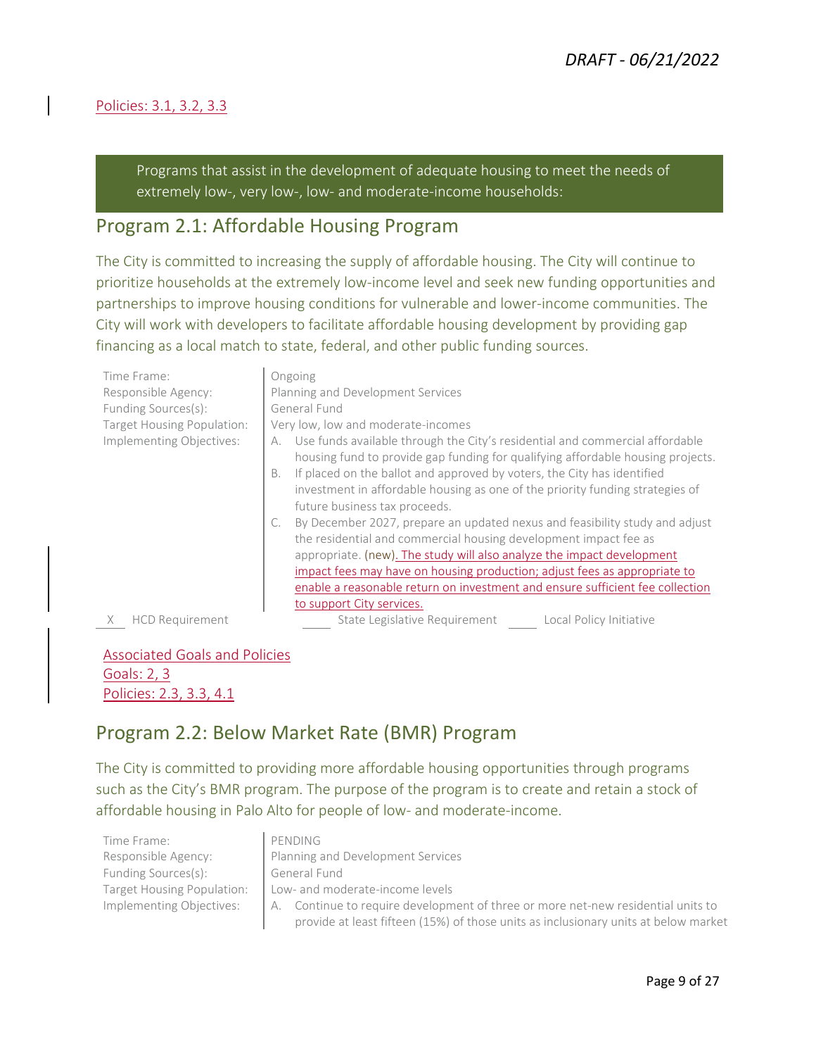Policies: 3.1, 3.2, 3.3

Programs that assist in the development of adequate housing to meet the needs of extremely low-, very low-, low- and moderate-income households:

## Program 2.1: Affordable Housing Program

The City is committed to increasing the supply of affordable housing. The City will continue to prioritize households at the extremely low-income level and seek new funding opportunities and partnerships to improve housing conditions for vulnerable and lower-income communities. The City will work with developers to facilitate affordable housing development by providing gap financing as a local match to state, federal, and other public funding sources.

| | |
|---|---|
| Time Frame: | Ongoing |
| Responsible Agency: | Planning and Development Services |
| Funding Sources(s): | General Fund |
| Target Housing Population: | Very low, low and moderate-incomes |
| Implementing Objectives: | A. Use funds available through the City's residential and commercial affordable housing fund to provide gap funding for qualifying affordable housing projects.<br>B. If placed on the ballot and approved by voters, the City has identified investment in affordable housing as one of the priority funding strategies of future business tax proceeds.<br>C. By December 2027, prepare an updated nexus and feasibility study and adjust the residential and commercial housing development impact fee as appropriate. (new). The study will also analyze the impact development impact fees may have on housing production; adjust fees as appropriate to enable a reasonable return on investment and ensure sufficient fee collection to support City services. |

X HCD Requirement ____ State Legislative Requirement ____ Local Policy Initiative

Associated Goals and Policies
Goals: 2, 3
Policies: 2.3, 3.3, 4.1

## Program 2.2: Below Market Rate (BMR) Program

The City is committed to providing more affordable housing opportunities through programs such as the City's BMR program. The purpose of the program is to create and retain a stock of affordable housing in Palo Alto for people of low- and moderate-income.

| | |
|---|---|
| Time Frame: | PENDING |
| Responsible Agency: | Planning and Development Services |
| Funding Sources(s): | General Fund |
| Target Housing Population: | Low- and moderate-income levels |
| Implementing Objectives: | A. Continue to require development of three or more net-new residential units to provide at least fifteen (15%) of those units as inclusionary units at below market |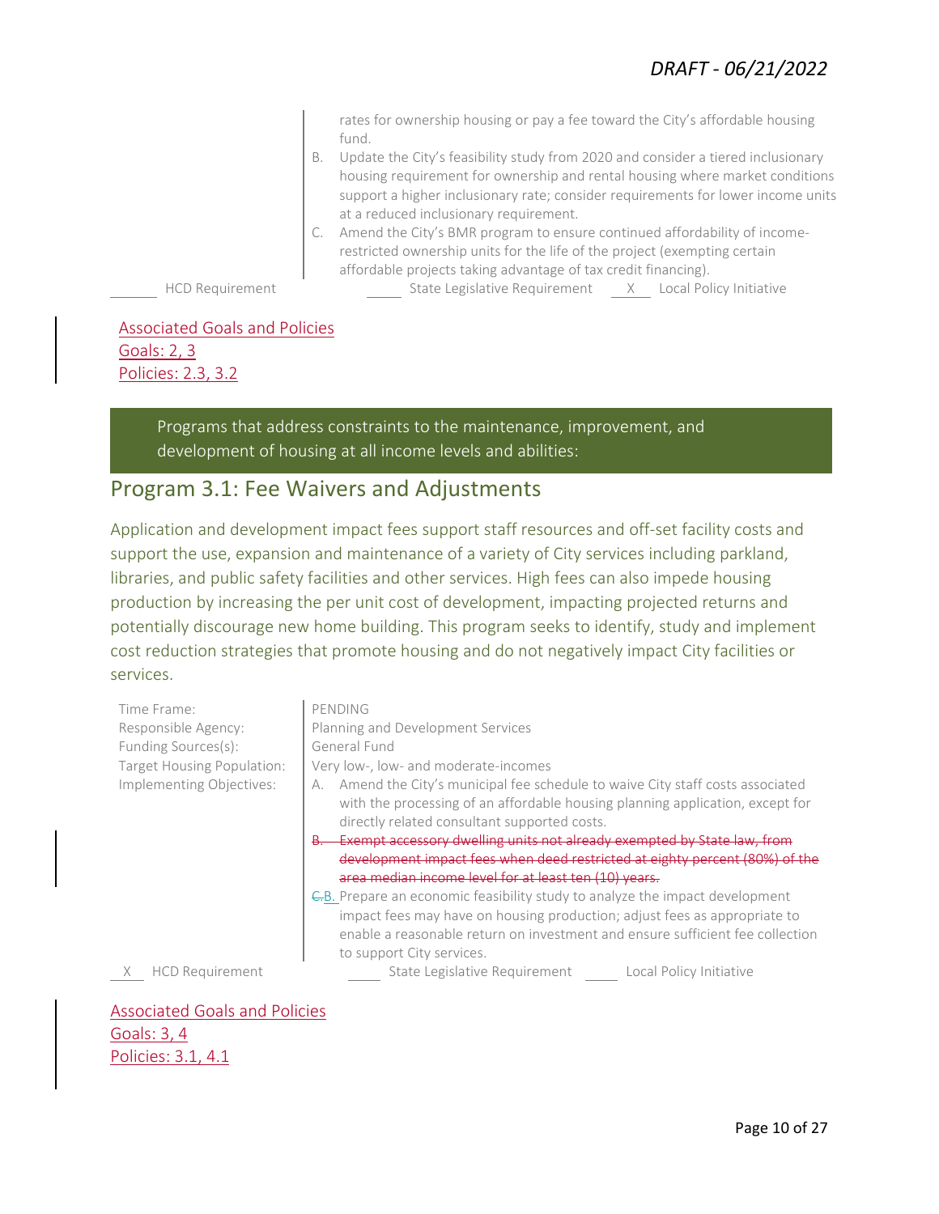rates for ownership housing or pay a fee toward the City's affordable housing fund.

B. Update the City's feasibility study from 2020 and consider a tiered inclusionary housing requirement for ownership and rental housing where market conditions support a higher inclusionary rate; consider requirements for lower income units at a reduced inclusionary requirement.

C. Amend the City's BMR program to ensure continued affordability of income-restricted ownership units for the life of the project (exempting certain affordable projects taking advantage of tax credit financing).

_____ HCD Requirement _____ State Legislative Requirement __X__ Local Policy Initiative

Associated Goals and Policies
Goals: 2, 3
Policies: 2.3, 3.2

**Programs that address constraints to the maintenance, improvement, and development of housing at all income levels and abilities:**

## Program 3.1: Fee Waivers and Adjustments

Application and development impact fees support staff resources and off-set facility costs and support the use, expansion and maintenance of a variety of City services including parkland, libraries, and public safety facilities and other services. High fees can also impede housing production by increasing the per unit cost of development, impacting projected returns and potentially discourage new home building. This program seeks to identify, study and implement cost reduction strategies that promote housing and do not negatively impact City facilities or services.

| | |
|---|---|
| Time Frame: | PENDING |
| Responsible Agency: | Planning and Development Services |
| Funding Sources(s): | General Fund |
| Target Housing Population: | Very low-, low- and moderate-incomes |
| Implementing Objectives: | A. Amend the City's municipal fee schedule to waive City staff costs associated with the processing of an affordable housing planning application, except for directly related consultant supported costs.<br>~~B. Exempt accessory dwelling units not already exempted by State law, from development impact fees when deed restricted at eighty percent (80%) of the area median income level for at least ten (10) years.~~<br>~~C.~~B. Prepare an economic feasibility study to analyze the impact development impact fees may have on housing production; adjust fees as appropriate to enable a reasonable return on investment and ensure sufficient fee collection to support City services. |

__X__ HCD Requirement _____ State Legislative Requirement _____ Local Policy Initiative

Associated Goals and Policies
Goals: 3, 4
Policies: 3.1, 4.1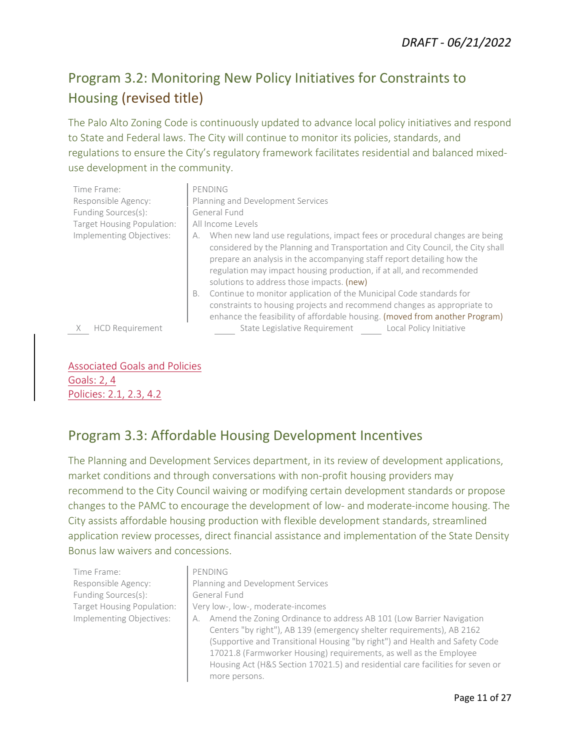## Program 3.2: Monitoring New Policy Initiatives for Constraints to Housing (revised title)

The Palo Alto Zoning Code is continuously updated to advance local policy initiatives and respond to State and Federal laws. The City will continue to monitor its policies, standards, and regulations to ensure the City's regulatory framework facilitates residential and balanced mixed-use development in the community.

| | |
|---|---|
| Time Frame: | PENDING |
| Responsible Agency: | Planning and Development Services |
| Funding Sources(s): | General Fund |
| Target Housing Population: | All Income Levels |
| Implementing Objectives: | A. When new land use regulations, impact fees or procedural changes are being considered by the Planning and Transportation and City Council, the City shall prepare an analysis in the accompanying staff report detailing how the regulation may impact housing production, if at all, and recommended solutions to address those impacts. (new)<br>B. Continue to monitor application of the Municipal Code standards for constraints to housing projects and recommend changes as appropriate to enhance the feasibility of affordable housing. (moved from another Program) |

X HCD Requirement ____ State Legislative Requirement ____ Local Policy Initiative

Associated Goals and Policies
Goals: 2, 4
Policies: 2.1, 2.3, 4.2

## Program 3.3: Affordable Housing Development Incentives

The Planning and Development Services department, in its review of development applications, market conditions and through conversations with non-profit housing providers may recommend to the City Council waiving or modifying certain development standards or propose changes to the PAMC to encourage the development of low- and moderate-income housing. The City assists affordable housing production with flexible development standards, streamlined application review processes, direct financial assistance and implementation of the State Density Bonus law waivers and concessions.

| | |
|---|---|
| Time Frame: | PENDING |
| Responsible Agency: | Planning and Development Services |
| Funding Sources(s): | General Fund |
| Target Housing Population: | Very low-, low-, moderate-incomes |
| Implementing Objectives: | A. Amend the Zoning Ordinance to address AB 101 (Low Barrier Navigation Centers "by right"), AB 139 (emergency shelter requirements), AB 2162 (Supportive and Transitional Housing "by right") and Health and Safety Code 17021.8 (Farmworker Housing) requirements, as well as the Employee Housing Act (H&S Section 17021.5) and residential care facilities for seven or more persons. |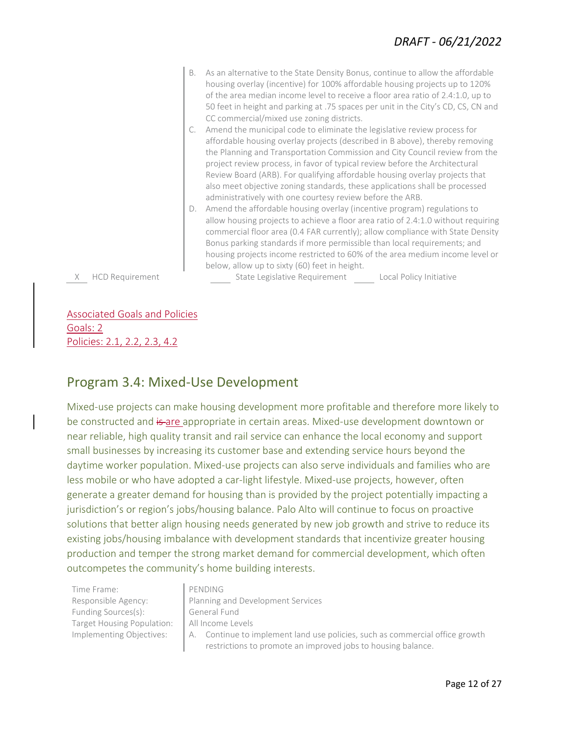B. As an alternative to the State Density Bonus, continue to allow the affordable housing overlay (incentive) for 100% affordable housing projects up to 120% of the area median income level to receive a floor area ratio of 2.4:1.0, up to 50 feet in height and parking at .75 spaces per unit in the City's CD, CS, CN and CC commercial/mixed use zoning districts.

C. Amend the municipal code to eliminate the legislative review process for affordable housing overlay projects (described in B above), thereby removing the Planning and Transportation Commission and City Council review from the project review process, in favor of typical review before the Architectural Review Board (ARB). For qualifying affordable housing overlay projects that also meet objective zoning standards, these applications shall be processed administratively with one courtesy review before the ARB.

D. Amend the affordable housing overlay (incentive program) regulations to allow housing projects to achieve a floor area ratio of 2.4:1.0 without requiring commercial floor area (0.4 FAR currently); allow compliance with State Density Bonus parking standards if more permissible than local requirements; and housing projects income restricted to 60% of the area medium income level or below, allow up to sixty (60) feet in height.

\_X\_ HCD Requirement \_\_\_\_ State Legislative Requirement \_\_\_\_ Local Policy Initiative

Associated Goals and Policies
Goals: 2
Policies: 2.1, 2.2, 2.3, 4.2

## Program 3.4: Mixed-Use Development

Mixed-use projects can make housing development more profitable and therefore more likely to be constructed and ~~is~~ are appropriate in certain areas. Mixed-use development downtown or near reliable, high quality transit and rail service can enhance the local economy and support small businesses by increasing its customer base and extending service hours beyond the daytime worker population. Mixed-use projects can also serve individuals and families who are less mobile or who have adopted a car-light lifestyle. Mixed-use projects, however, often generate a greater demand for housing than is provided by the project potentially impacting a jurisdiction's or region's jobs/housing balance. Palo Alto will continue to focus on proactive solutions that better align housing needs generated by new job growth and strive to reduce its existing jobs/housing imbalance with development standards that incentivize greater housing production and temper the strong market demand for commercial development, which often outcompetes the community's home building interests.

| | |
|---|---|
| Time Frame: | PENDING |
| Responsible Agency: | Planning and Development Services |
| Funding Sources(s): | General Fund |
| Target Housing Population: | All Income Levels |
| Implementing Objectives: | A. Continue to implement land use policies, such as commercial office growth restrictions to promote an improved jobs to housing balance. |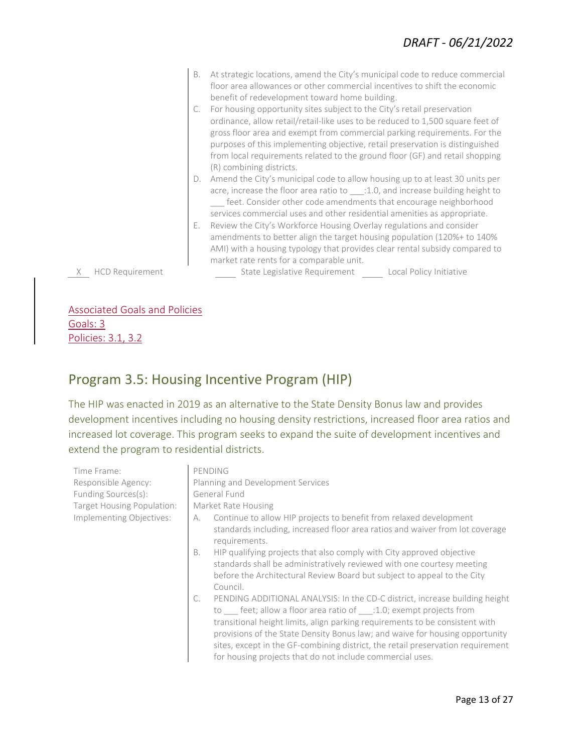B. At strategic locations, amend the City's municipal code to reduce commercial floor area allowances or other commercial incentives to shift the economic benefit of redevelopment toward home building.

C. For housing opportunity sites subject to the City's retail preservation ordinance, allow retail/retail-like uses to be reduced to 1,500 square feet of gross floor area and exempt from commercial parking requirements. For the purposes of this implementing objective, retail preservation is distinguished from local requirements related to the ground floor (GF) and retail shopping (R) combining districts.

D. Amend the City's municipal code to allow housing up to at least 30 units per acre, increase the floor area ratio to ___:1.0, and increase building height to ___ feet. Consider other code amendments that encourage neighborhood services commercial uses and other residential amenities as appropriate.

E. Review the City's Workforce Housing Overlay regulations and consider amendments to better align the target housing population (120%+ to 140% AMI) with a housing typology that provides clear rental subsidy compared to market rate rents for a comparable unit.

\_\_X\_\_ HCD Requirement &nbsp;&nbsp;&nbsp;&nbsp; \_\_\_\_\_ State Legislative Requirement &nbsp;&nbsp;&nbsp;&nbsp; \_\_\_\_\_ Local Policy Initiative

Associated Goals and Policies
Goals: 3
Policies: 3.1, 3.2

## Program 3.5: Housing Incentive Program (HIP)

The HIP was enacted in 2019 as an alternative to the State Density Bonus law and provides development incentives including no housing density restrictions, increased floor area ratios and increased lot coverage. This program seeks to expand the suite of development incentives and extend the program to residential districts.

| | |
|---|---|
| Time Frame: | PENDING |
| Responsible Agency: | Planning and Development Services |
| Funding Sources(s): | General Fund |
| Target Housing Population: | Market Rate Housing |
| Implementing Objectives: | A. Continue to allow HIP projects to benefit from relaxed development standards including, increased floor area ratios and waiver from lot coverage requirements.<br>B. HIP qualifying projects that also comply with City approved objective standards shall be administratively reviewed with one courtesy meeting before the Architectural Review Board but subject to appeal to the City Council.<br>C. PENDING ADDITIONAL ANALYSIS: In the CD-C district, increase building height to ___ feet; allow a floor area ratio of ___:1.0; exempt projects from transitional height limits, align parking requirements to be consistent with provisions of the State Density Bonus law; and waive for housing opportunity sites, except in the GF-combining district, the retail preservation requirement for housing projects that do not include commercial uses. |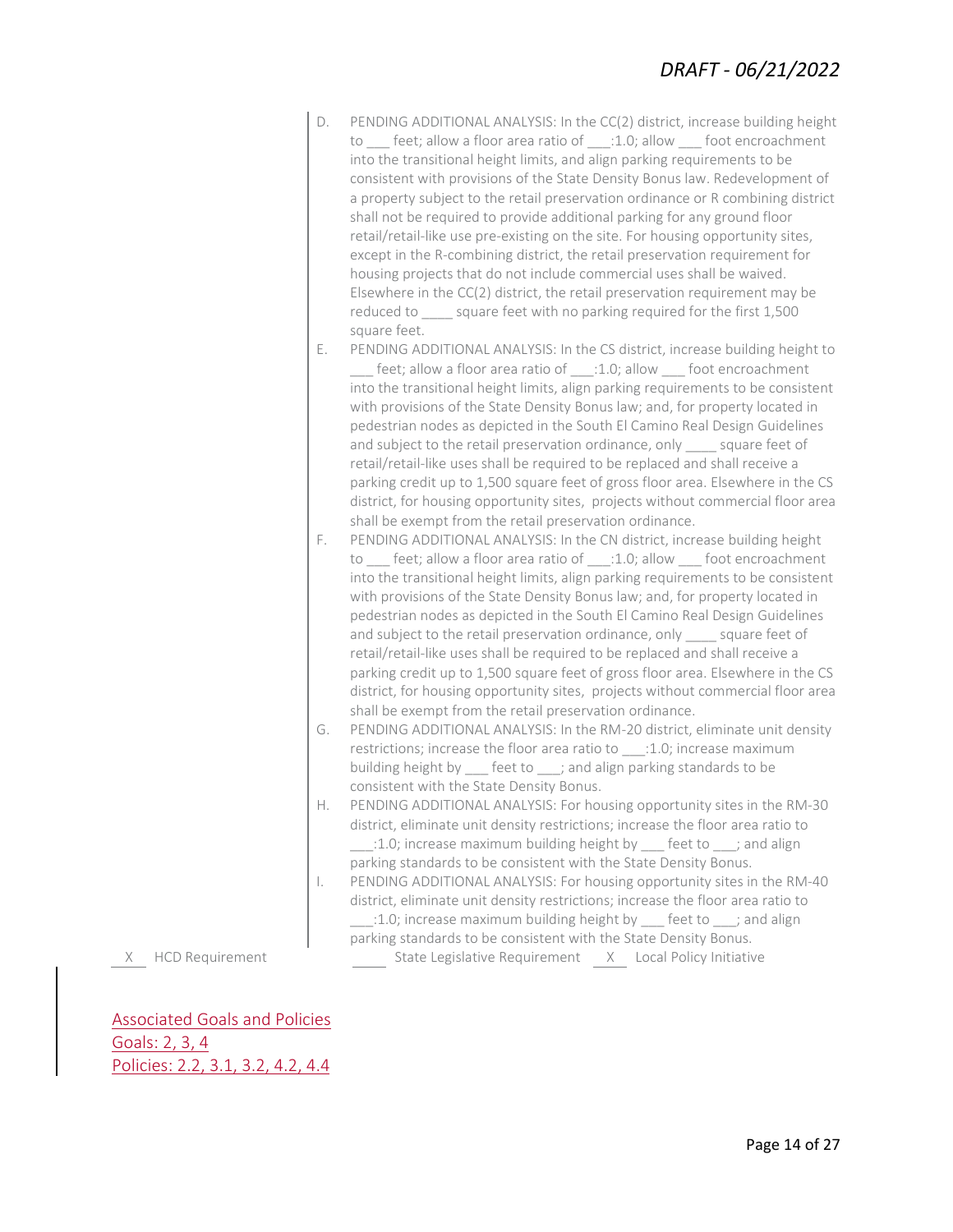D. PENDING ADDITIONAL ANALYSIS: In the CC(2) district, increase building height to ___ feet; allow a floor area ratio of ___:1.0; allow ___ foot encroachment into the transitional height limits, and align parking requirements to be consistent with provisions of the State Density Bonus law. Redevelopment of a property subject to the retail preservation ordinance or R combining district shall not be required to provide additional parking for any ground floor retail/retail-like use pre-existing on the site. For housing opportunity sites, except in the R-combining district, the retail preservation requirement for housing projects that do not include commercial uses shall be waived. Elsewhere in the CC(2) district, the retail preservation requirement may be reduced to ____ square feet with no parking required for the first 1,500 square feet.

E. PENDING ADDITIONAL ANALYSIS: In the CS district, increase building height to ___ feet; allow a floor area ratio of ___:1.0; allow ___ foot encroachment into the transitional height limits, align parking requirements to be consistent with provisions of the State Density Bonus law; and, for property located in pedestrian nodes as depicted in the South El Camino Real Design Guidelines and subject to the retail preservation ordinance, only ____ square feet of retail/retail-like uses shall be required to be replaced and shall receive a parking credit up to 1,500 square feet of gross floor area. Elsewhere in the CS district, for housing opportunity sites, projects without commercial floor area shall be exempt from the retail preservation ordinance.

F. PENDING ADDITIONAL ANALYSIS: In the CN district, increase building height to ___ feet; allow a floor area ratio of ___:1.0; allow ___ foot encroachment into the transitional height limits, align parking requirements to be consistent with provisions of the State Density Bonus law; and, for property located in pedestrian nodes as depicted in the South El Camino Real Design Guidelines and subject to the retail preservation ordinance, only ____ square feet of retail/retail-like uses shall be required to be replaced and shall receive a parking credit up to 1,500 square feet of gross floor area. Elsewhere in the CS district, for housing opportunity sites, projects without commercial floor area shall be exempt from the retail preservation ordinance.

G. PENDING ADDITIONAL ANALYSIS: In the RM-20 district, eliminate unit density restrictions; increase the floor area ratio to ___:1.0; increase maximum building height by ___ feet to ___; and align parking standards to be consistent with the State Density Bonus.

H. PENDING ADDITIONAL ANALYSIS: For housing opportunity sites in the RM-30 district, eliminate unit density restrictions; increase the floor area ratio to ___:1.0; increase maximum building height by ___ feet to ___; and align parking standards to be consistent with the State Density Bonus.

I. PENDING ADDITIONAL ANALYSIS: For housing opportunity sites in the RM-40 district, eliminate unit density restrictions; increase the floor area ratio to ___:1.0; increase maximum building height by ___ feet to ___; and align parking standards to be consistent with the State Density Bonus.

\_X\_ HCD Requirement ____ State Legislative Requirement \_X\_ Local Policy Initiative

Associated Goals and Policies
Goals: 2, 3, 4
Policies: 2.2, 3.1, 3.2, 4.2, 4.4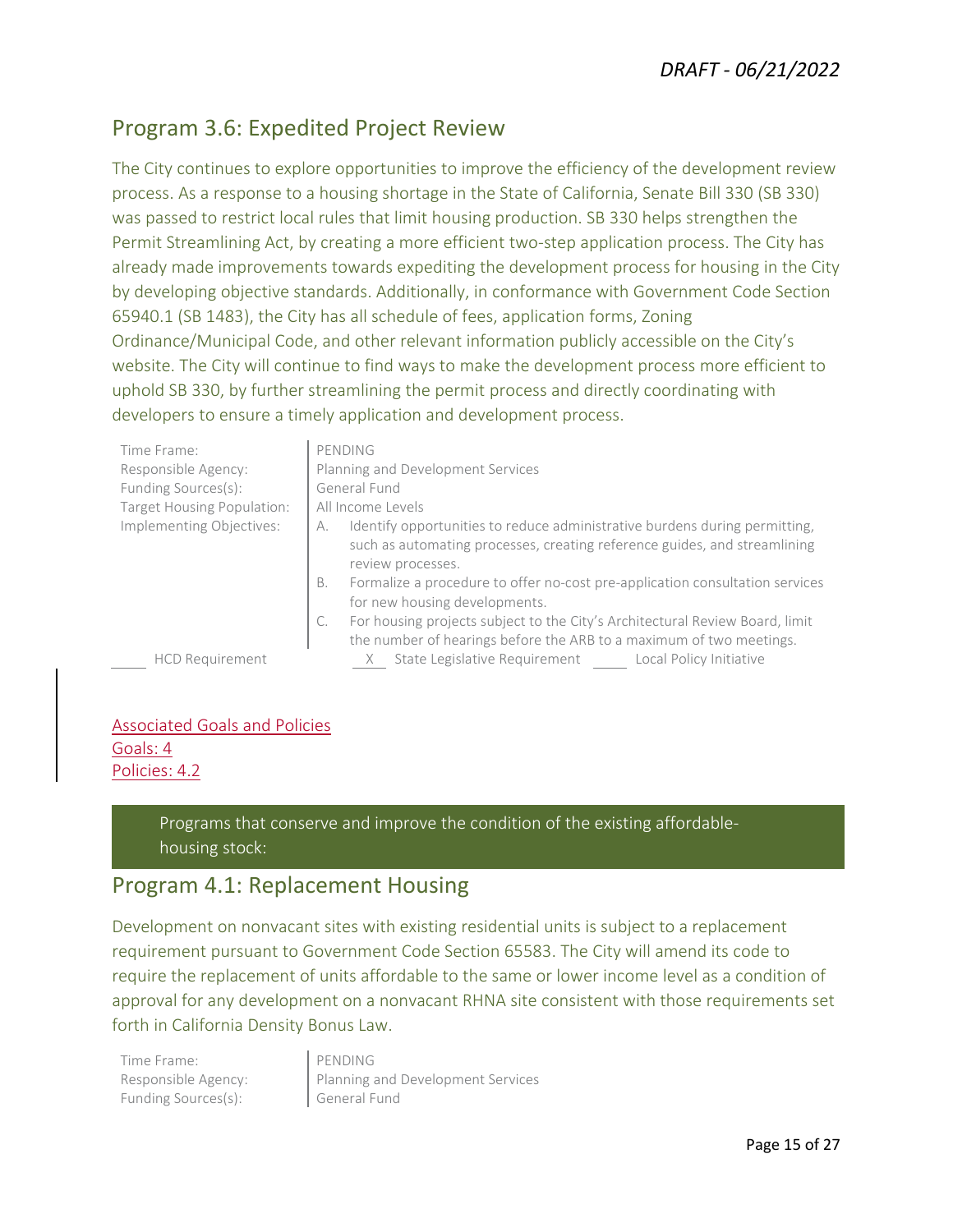## Program 3.6: Expedited Project Review

The City continues to explore opportunities to improve the efficiency of the development review process. As a response to a housing shortage in the State of California, Senate Bill 330 (SB 330) was passed to restrict local rules that limit housing production. SB 330 helps strengthen the Permit Streamlining Act, by creating a more efficient two-step application process. The City has already made improvements towards expediting the development process for housing in the City by developing objective standards. Additionally, in conformance with Government Code Section 65940.1 (SB 1483), the City has all schedule of fees, application forms, Zoning Ordinance/Municipal Code, and other relevant information publicly accessible on the City's website. The City will continue to find ways to make the development process more efficient to uphold SB 330, by further streamlining the permit process and directly coordinating with developers to ensure a timely application and development process.

| | |
|---|---|
| Time Frame: | PENDING |
| Responsible Agency: | Planning and Development Services |
| Funding Sources(s): | General Fund |
| Target Housing Population: | All Income Levels |
| Implementing Objectives: | A. Identify opportunities to reduce administrative burdens during permitting, such as automating processes, creating reference guides, and streamlining review processes.<br>B. Formalize a procedure to offer no-cost pre-application consultation services for new housing developments.<br>C. For housing projects subject to the City's Architectural Review Board, limit the number of hearings before the ARB to a maximum of two meetings. |

\_\_\_\_ HCD Requirement    \_X\_ State Legislative Requirement    \_\_\_\_ Local Policy Initiative

Associated Goals and Policies
Goals: 4
Policies: 4.2

**Programs that conserve and improve the condition of the existing affordable-housing stock:**

## Program 4.1: Replacement Housing

Development on nonvacant sites with existing residential units is subject to a replacement requirement pursuant to Government Code Section 65583. The City will amend its code to require the replacement of units affordable to the same or lower income level as a condition of approval for any development on a nonvacant RHNA site consistent with those requirements set forth in California Density Bonus Law.

| | |
|---|---|
| Time Frame: | PENDING |
| Responsible Agency: | Planning and Development Services |
| Funding Sources(s): | General Fund |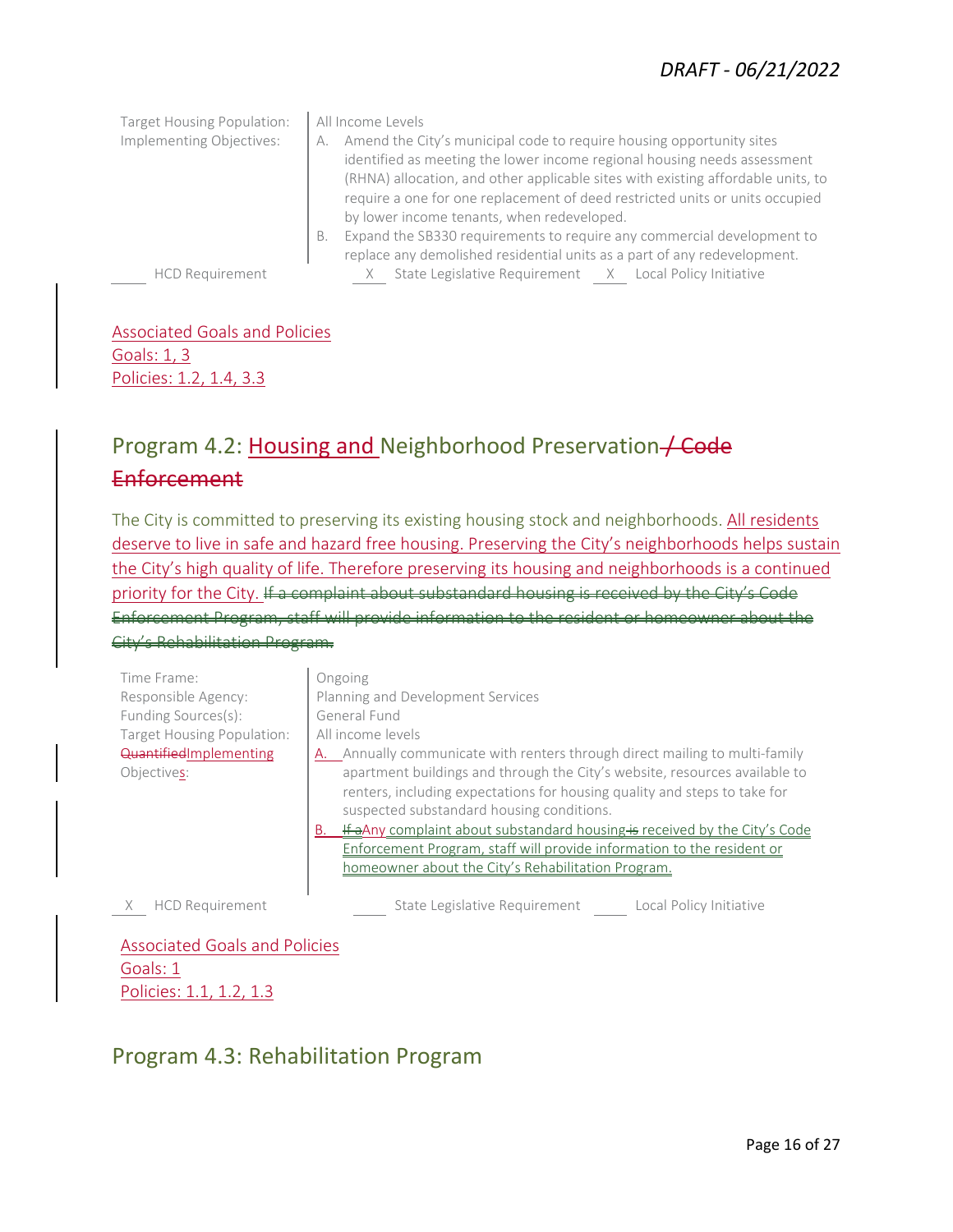| | |
|---|---|
| Target Housing Population: | All Income Levels |
| Implementing Objectives: | A. Amend the City's municipal code to require housing opportunity sites identified as meeting the lower income regional housing needs assessment (RHNA) allocation, and other applicable sites with existing affordable units, to require a one for one replacement of deed restricted units or units occupied by lower income tenants, when redeveloped.<br>B. Expand the SB330 requirements to require any commercial development to replace any demolished residential units as a part of any redevelopment. |

\_\_\_\_ HCD Requirement    \_X\_ State Legislative Requirement    \_X\_ Local Policy Initiative

Associated Goals and Policies
Goals: 1, 3
Policies: 1.2, 1.4, 3.3

## Program 4.2: Housing and Neighborhood Preservation ~~/ Code Enforcement~~

The City is committed to preserving its existing housing stock and neighborhoods. All residents deserve to live in safe and hazard free housing. Preserving the City's neighborhoods helps sustain the City's high quality of life. Therefore preserving its housing and neighborhoods is a continued priority for the City. ~~If a complaint about substandard housing is received by the City's Code Enforcement Program, staff will provide information to the resident or homeowner about the City's Rehabilitation Program.~~

| | |
|---|---|
| Time Frame: | Ongoing |
| Responsible Agency: | Planning and Development Services |
| Funding Sources(s): | General Fund |
| Target Housing Population: | All income levels |
| ~~Quantified~~Implementing Objectives: | A. Annually communicate with renters through direct mailing to multi-family apartment buildings and through the City's website, resources available to renters, including expectations for housing quality and steps to take for suspected substandard housing conditions.<br>B. ~~If a~~Any complaint about substandard housing ~~is~~ received by the City's Code Enforcement Program, staff will provide information to the resident or homeowner about the City's Rehabilitation Program. |

\_X\_ HCD Requirement    \_\_\_\_ State Legislative Requirement    \_\_\_\_ Local Policy Initiative

Associated Goals and Policies
Goals: 1
Policies: 1.1, 1.2, 1.3

## Program 4.3: Rehabilitation Program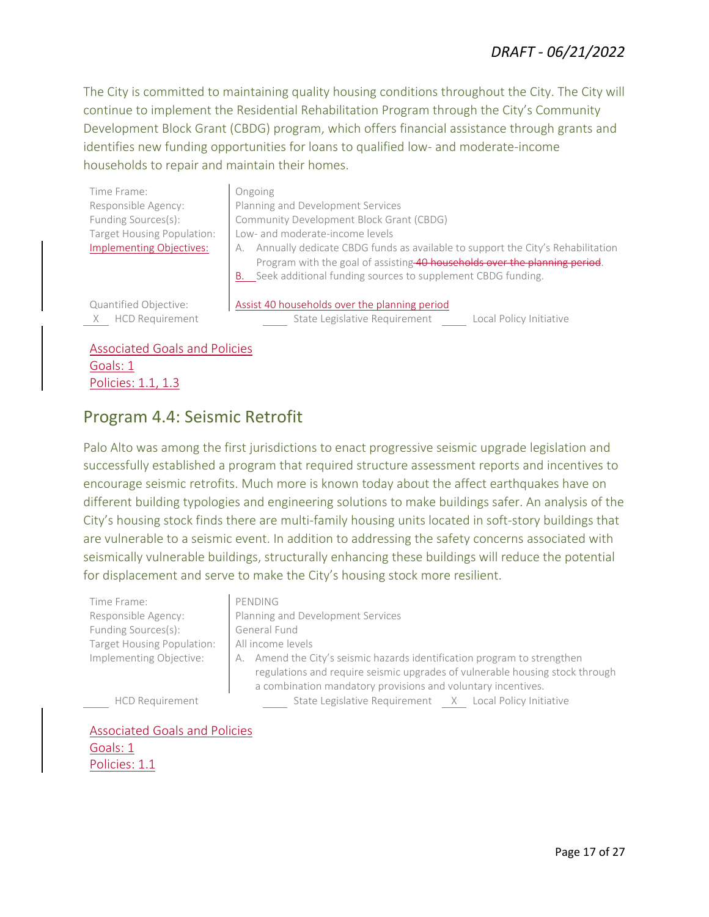The City is committed to maintaining quality housing conditions throughout the City. The City will continue to implement the Residential Rehabilitation Program through the City's Community Development Block Grant (CBDG) program, which offers financial assistance through grants and identifies new funding opportunities for loans to qualified low- and moderate-income households to repair and maintain their homes.

| | |
|---|---|
| Time Frame: | Ongoing |
| Responsible Agency: | Planning and Development Services |
| Funding Sources(s): | Community Development Block Grant (CBDG) |
| Target Housing Population: | Low- and moderate-income levels |
| Implementing Objectives: | A. Annually dedicate CBDG funds as available to support the City's Rehabilitation Program with the goal of assisting ~~40 households over the planning period~~.<br>B. Seek additional funding sources to supplement CBDG funding. |
| Quantified Objective: | Assist 40 households over the planning period |

X HCD Requirement ___ State Legislative Requirement ___ Local Policy Initiative

Associated Goals and Policies
Goals: 1
Policies: 1.1, 1.3

## Program 4.4: Seismic Retrofit

Palo Alto was among the first jurisdictions to enact progressive seismic upgrade legislation and successfully established a program that required structure assessment reports and incentives to encourage seismic retrofits. Much more is known today about the affect earthquakes have on different building typologies and engineering solutions to make buildings safer. An analysis of the City's housing stock finds there are multi-family housing units located in soft-story buildings that are vulnerable to a seismic event. In addition to addressing the safety concerns associated with seismically vulnerable buildings, structurally enhancing these buildings will reduce the potential for displacement and serve to make the City's housing stock more resilient.

| | |
|---|---|
| Time Frame: | PENDING |
| Responsible Agency: | Planning and Development Services |
| Funding Sources(s): | General Fund |
| Target Housing Population: | All income levels |
| Implementing Objective: | A. Amend the City's seismic hazards identification program to strengthen regulations and require seismic upgrades of vulnerable housing stock through a combination mandatory provisions and voluntary incentives. |

___ HCD Requirement ___ State Legislative Requirement X Local Policy Initiative

Associated Goals and Policies
Goals: 1
Policies: 1.1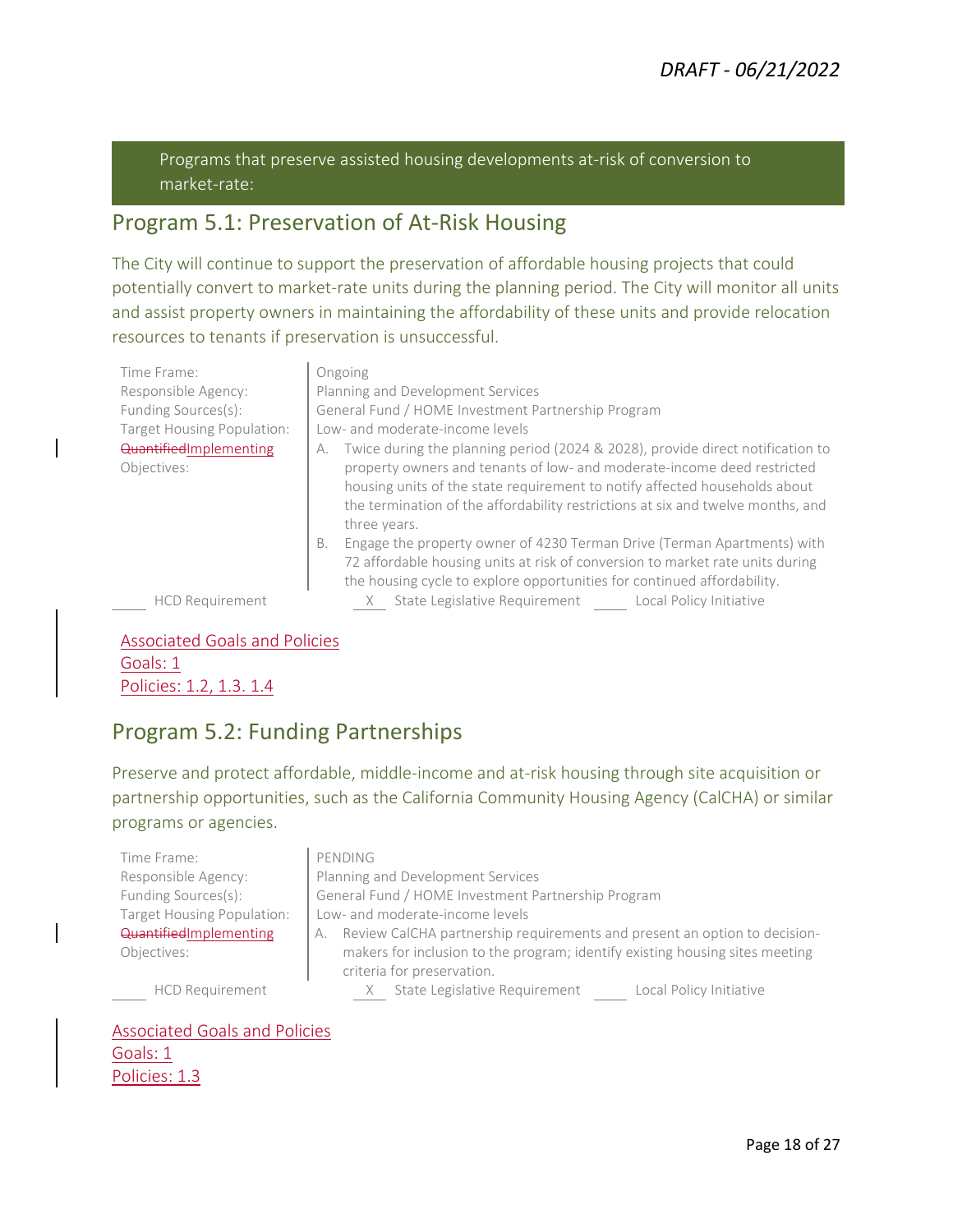Programs that preserve assisted housing developments at-risk of conversion to market-rate:

## Program 5.1: Preservation of At-Risk Housing

The City will continue to support the preservation of affordable housing projects that could potentially convert to market-rate units during the planning period. The City will monitor all units and assist property owners in maintaining the affordability of these units and provide relocation resources to tenants if preservation is unsuccessful.

| | |
|---|---|
| Time Frame: | Ongoing |
| Responsible Agency: | Planning and Development Services |
| Funding Sources(s): | General Fund / HOME Investment Partnership Program |
| Target Housing Population: | Low- and moderate-income levels |
| ~~Quantified~~Implementing Objectives: | A. Twice during the planning period (2024 & 2028), provide direct notification to property owners and tenants of low- and moderate-income deed restricted housing units of the state requirement to notify affected households about the termination of the affordability restrictions at six and twelve months, and three years.<br>B. Engage the property owner of 4230 Terman Drive (Terman Apartments) with 72 affordable housing units at risk of conversion to market rate units during the housing cycle to explore opportunities for continued affordability. |

\_\_\_\_ HCD Requirement &nbsp;&nbsp; \_X\_ State Legislative Requirement &nbsp;&nbsp; \_\_\_\_ Local Policy Initiative

Associated Goals and Policies
Goals: 1
Policies: 1.2, 1.3. 1.4

## Program 5.2: Funding Partnerships

Preserve and protect affordable, middle-income and at-risk housing through site acquisition or partnership opportunities, such as the California Community Housing Agency (CalCHA) or similar programs or agencies.

| | |
|---|---|
| Time Frame: | PENDING |
| Responsible Agency: | Planning and Development Services |
| Funding Sources(s): | General Fund / HOME Investment Partnership Program |
| Target Housing Population: | Low- and moderate-income levels |
| ~~Quantified~~Implementing Objectives: | A. Review CalCHA partnership requirements and present an option to decision-makers for inclusion to the program; identify existing housing sites meeting criteria for preservation. |

\_\_\_\_ HCD Requirement &nbsp;&nbsp; \_X\_ State Legislative Requirement &nbsp;&nbsp; \_\_\_\_ Local Policy Initiative

Associated Goals and Policies
Goals: 1
Policies: 1.3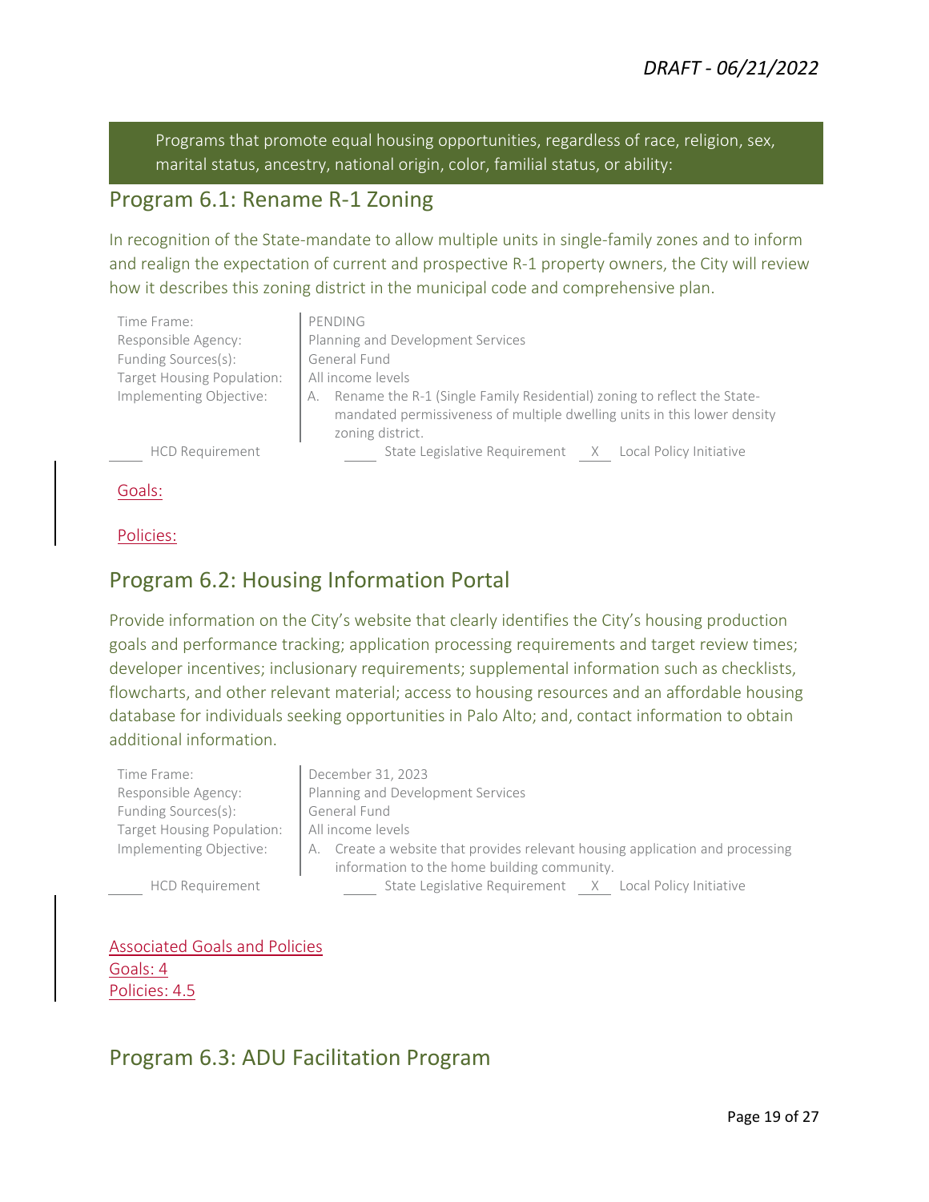Programs that promote equal housing opportunities, regardless of race, religion, sex, marital status, ancestry, national origin, color, familial status, or ability:

## Program 6.1: Rename R-1 Zoning

In recognition of the State-mandate to allow multiple units in single-family zones and to inform and realign the expectation of current and prospective R-1 property owners, the City will review how it describes this zoning district in the municipal code and comprehensive plan.

| | |
|---|---|
| Time Frame: | PENDING |
| Responsible Agency: | Planning and Development Services |
| Funding Sources(s): | General Fund |
| Target Housing Population: | All income levels |
| Implementing Objective: | A. Rename the R-1 (Single Family Residential) zoning to reflect the State-mandated permissiveness of multiple dwelling units in this lower density zoning district. |

____ HCD Requirement ____ State Legislative Requirement __X__ Local Policy Initiative

Goals:

Policies:

## Program 6.2: Housing Information Portal

Provide information on the City's website that clearly identifies the City's housing production goals and performance tracking; application processing requirements and target review times; developer incentives; inclusionary requirements; supplemental information such as checklists, flowcharts, and other relevant material; access to housing resources and an affordable housing database for individuals seeking opportunities in Palo Alto; and, contact information to obtain additional information.

| | |
|---|---|
| Time Frame: | December 31, 2023 |
| Responsible Agency: | Planning and Development Services |
| Funding Sources(s): | General Fund |
| Target Housing Population: | All income levels |
| Implementing Objective: | A. Create a website that provides relevant housing application and processing information to the home building community. |

____ HCD Requirement ____ State Legislative Requirement __X__ Local Policy Initiative

Associated Goals and Policies
Goals: 4
Policies: 4.5

## Program 6.3: ADU Facilitation Program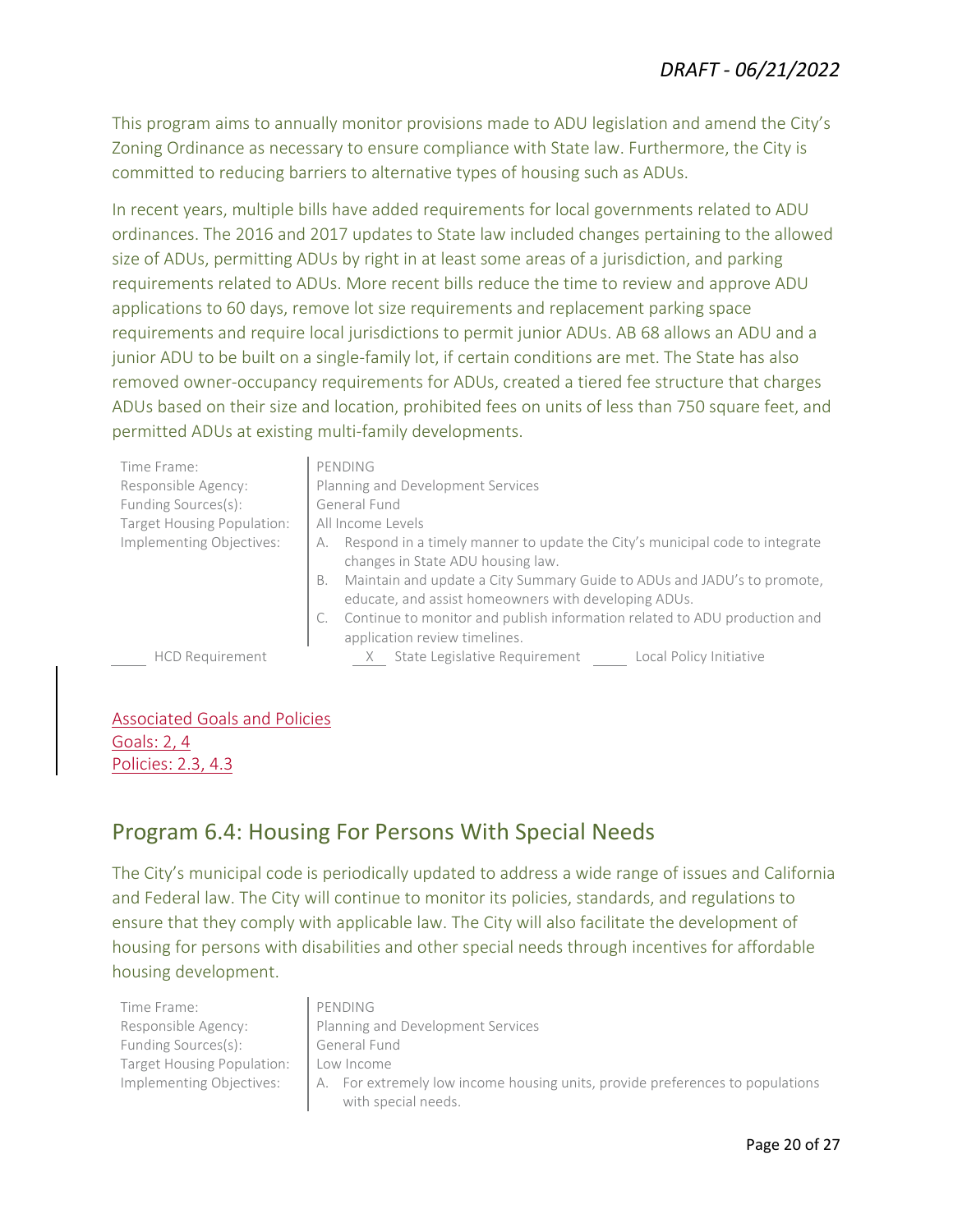This program aims to annually monitor provisions made to ADU legislation and amend the City's Zoning Ordinance as necessary to ensure compliance with State law. Furthermore, the City is committed to reducing barriers to alternative types of housing such as ADUs.

In recent years, multiple bills have added requirements for local governments related to ADU ordinances. The 2016 and 2017 updates to State law included changes pertaining to the allowed size of ADUs, permitting ADUs by right in at least some areas of a jurisdiction, and parking requirements related to ADUs. More recent bills reduce the time to review and approve ADU applications to 60 days, remove lot size requirements and replacement parking space requirements and require local jurisdictions to permit junior ADUs. AB 68 allows an ADU and a junior ADU to be built on a single-family lot, if certain conditions are met. The State has also removed owner-occupancy requirements for ADUs, created a tiered fee structure that charges ADUs based on their size and location, prohibited fees on units of less than 750 square feet, and permitted ADUs at existing multi-family developments.

| | |
|---|---|
| Time Frame: | PENDING |
| Responsible Agency: | Planning and Development Services |
| Funding Sources(s): | General Fund |
| Target Housing Population: | All Income Levels |
| Implementing Objectives: | A. Respond in a timely manner to update the City's municipal code to integrate changes in State ADU housing law.<br>B. Maintain and update a City Summary Guide to ADUs and JADU's to promote, educate, and assist homeowners with developing ADUs.<br>C. Continue to monitor and publish information related to ADU production and application review timelines. |

____ HCD Requirement    __X__ State Legislative Requirement    ____ Local Policy Initiative

Associated Goals and Policies
Goals: 2, 4
Policies: 2.3, 4.3

## Program 6.4: Housing For Persons With Special Needs

The City's municipal code is periodically updated to address a wide range of issues and California and Federal law. The City will continue to monitor its policies, standards, and regulations to ensure that they comply with applicable law. The City will also facilitate the development of housing for persons with disabilities and other special needs through incentives for affordable housing development.

| | |
|---|---|
| Time Frame: | PENDING |
| Responsible Agency: | Planning and Development Services |
| Funding Sources(s): | General Fund |
| Target Housing Population: | Low Income |
| Implementing Objectives: | A. For extremely low income housing units, provide preferences to populations with special needs. |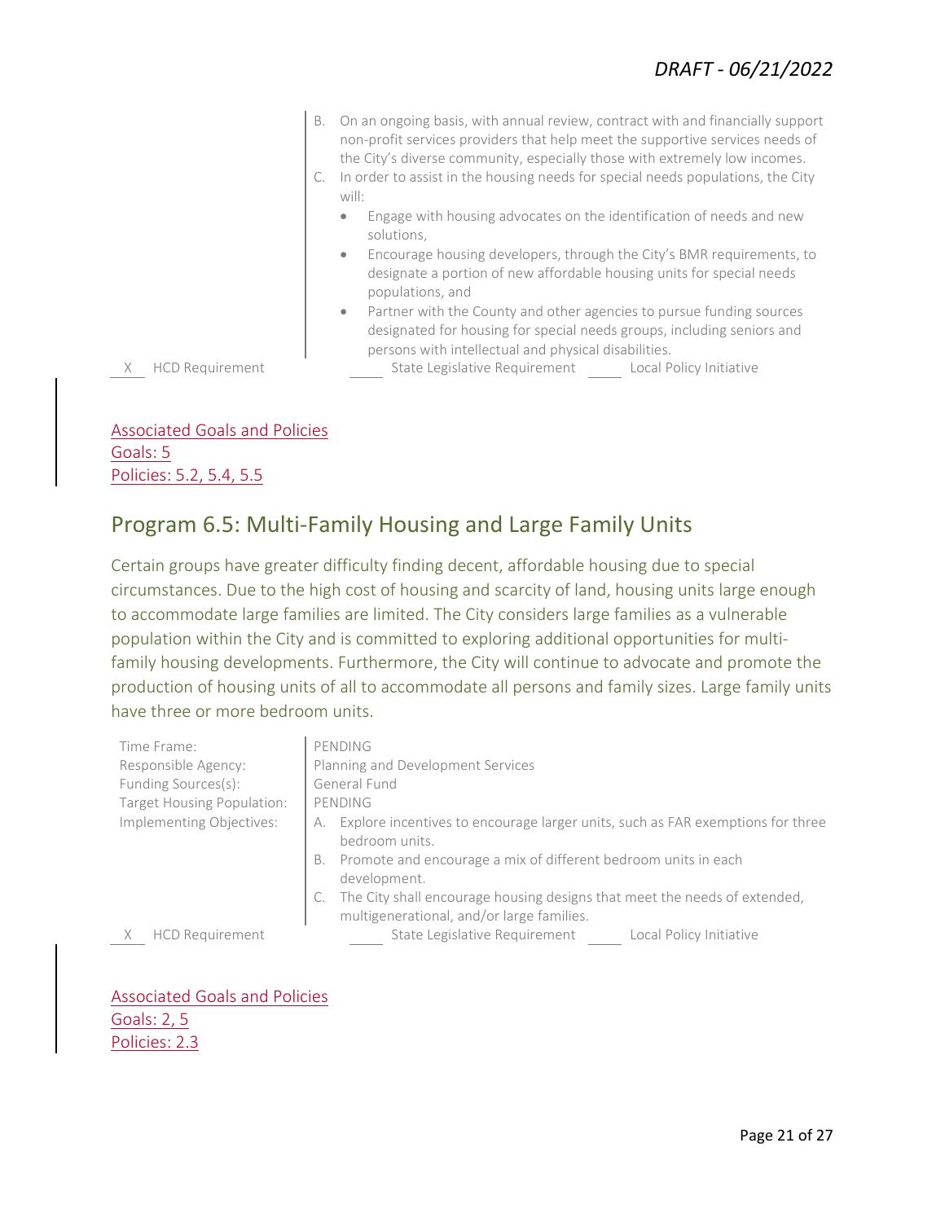B. On an ongoing basis, with annual review, contract with and financially support non-profit services providers that help meet the supportive services needs of the City's diverse community, especially those with extremely low incomes.

C. In order to assist in the housing needs for special needs populations, the City will:
   - Engage with housing advocates on the identification of needs and new solutions,
   - Encourage housing developers, through the City's BMR requirements, to designate a portion of new affordable housing units for special needs populations, and
   - Partner with the County and other agencies to pursue funding sources designated for housing for special needs groups, including seniors and persons with intellectual and physical disabilities.

__X__ HCD Requirement    _____ State Legislative Requirement    _____ Local Policy Initiative

Associated Goals and Policies
Goals: 5
Policies: 5.2, 5.4, 5.5

## Program 6.5: Multi-Family Housing and Large Family Units

Certain groups have greater difficulty finding decent, affordable housing due to special circumstances. Due to the high cost of housing and scarcity of land, housing units large enough to accommodate large families are limited. The City considers large families as a vulnerable population within the City and is committed to exploring additional opportunities for multi-family housing developments. Furthermore, the City will continue to advocate and promote the production of housing units of all to accommodate all persons and family sizes. Large family units have three or more bedroom units.

| | |
|---|---|
| Time Frame: | PENDING |
| Responsible Agency: | Planning and Development Services |
| Funding Sources(s): | General Fund |
| Target Housing Population: | PENDING |
| Implementing Objectives: | A. Explore incentives to encourage larger units, such as FAR exemptions for three bedroom units.<br>B. Promote and encourage a mix of different bedroom units in each development.<br>C. The City shall encourage housing designs that meet the needs of extended, multigenerational, and/or large families. |

__X__ HCD Requirement    _____ State Legislative Requirement    _____ Local Policy Initiative

Associated Goals and Policies
Goals: 2, 5
Policies: 2.3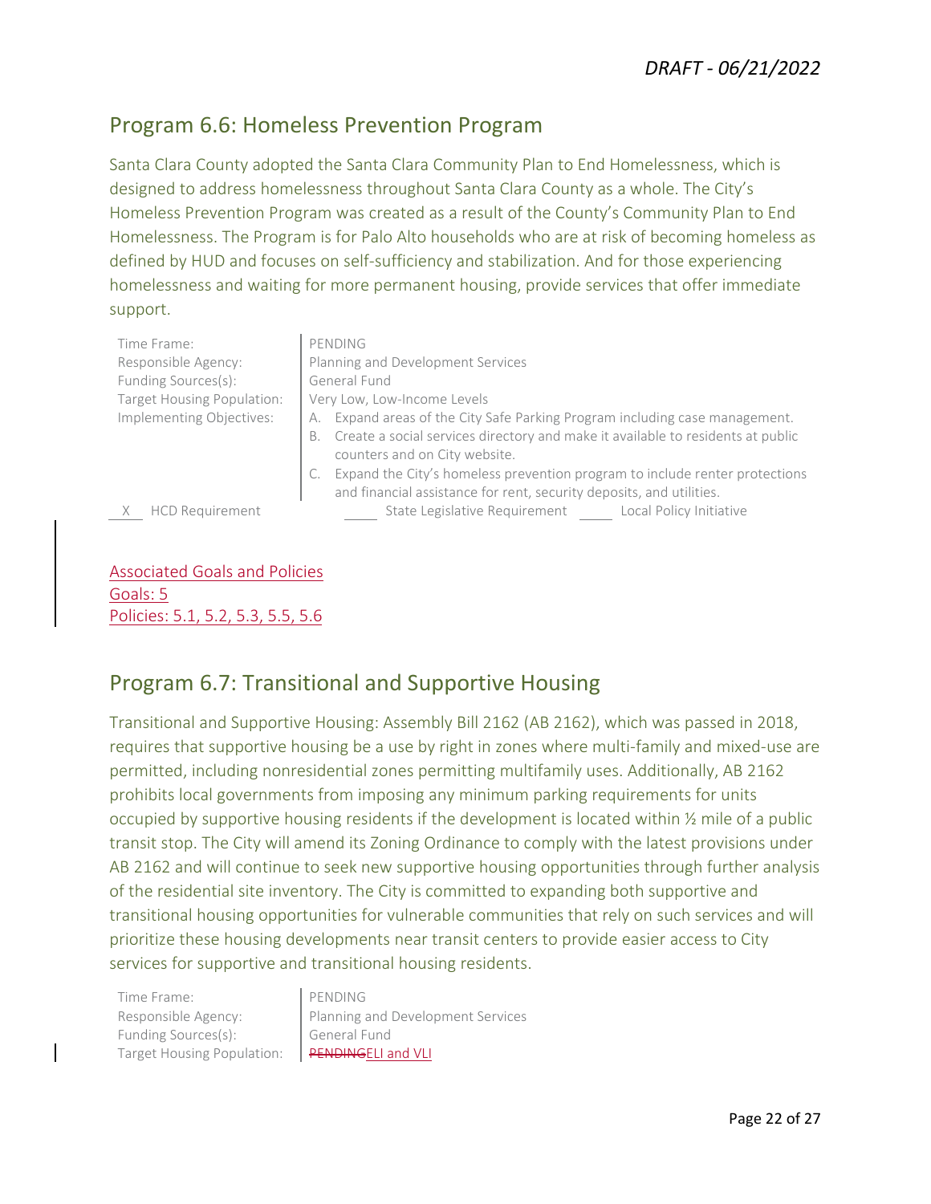## Program 6.6: Homeless Prevention Program

Santa Clara County adopted the Santa Clara Community Plan to End Homelessness, which is designed to address homelessness throughout Santa Clara County as a whole. The City's Homeless Prevention Program was created as a result of the County's Community Plan to End Homelessness. The Program is for Palo Alto households who are at risk of becoming homeless as defined by HUD and focuses on self-sufficiency and stabilization. And for those experiencing homelessness and waiting for more permanent housing, provide services that offer immediate support.

| | |
|---|---|
| Time Frame: | PENDING |
| Responsible Agency: | Planning and Development Services |
| Funding Sources(s): | General Fund |
| Target Housing Population: | Very Low, Low-Income Levels |
| Implementing Objectives: | A. Expand areas of the City Safe Parking Program including case management.<br>B. Create a social services directory and make it available to residents at public counters and on City website.<br>C. Expand the City's homeless prevention program to include renter protections and financial assistance for rent, security deposits, and utilities. |

X HCD Requirement ____ State Legislative Requirement ____ Local Policy Initiative

Associated Goals and Policies
Goals: 5
Policies: 5.1, 5.2, 5.3, 5.5, 5.6

## Program 6.7: Transitional and Supportive Housing

Transitional and Supportive Housing: Assembly Bill 2162 (AB 2162), which was passed in 2018, requires that supportive housing be a use by right in zones where multi-family and mixed-use are permitted, including nonresidential zones permitting multifamily uses. Additionally, AB 2162 prohibits local governments from imposing any minimum parking requirements for units occupied by supportive housing residents if the development is located within ½ mile of a public transit stop. The City will amend its Zoning Ordinance to comply with the latest provisions under AB 2162 and will continue to seek new supportive housing opportunities through further analysis of the residential site inventory. The City is committed to expanding both supportive and transitional housing opportunities for vulnerable communities that rely on such services and will prioritize these housing developments near transit centers to provide easier access to City services for supportive and transitional housing residents.

| | |
|---|---|
| Time Frame: | PENDING |
| Responsible Agency: | Planning and Development Services |
| Funding Sources(s): | General Fund |
| Target Housing Population: | ~~PENDING~~ELI and VLI |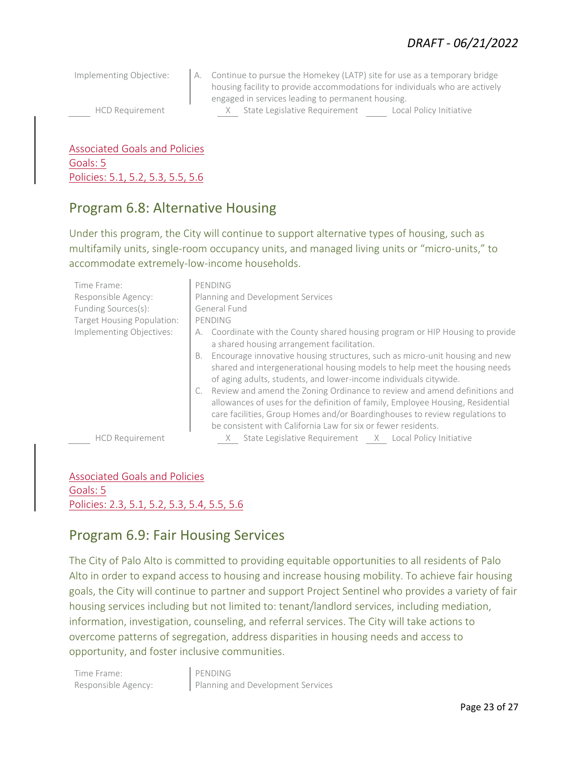Implementing Objective:

A. Continue to pursue the Homekey (LATP) site for use as a temporary bridge housing facility to provide accommodations for individuals who are actively engaged in services leading to permanent housing.

\_\_\_\_ HCD Requirement   \_\_X\_\_ State Legislative Requirement   \_\_\_\_ Local Policy Initiative

Associated Goals and Policies
Goals: 5
Policies: 5.1, 5.2, 5.3, 5.5, 5.6

## Program 6.8: Alternative Housing

Under this program, the City will continue to support alternative types of housing, such as multifamily units, single-room occupancy units, and managed living units or "micro-units," to accommodate extremely-low-income households.

| | |
|---|---|
| Time Frame: | PENDING |
| Responsible Agency: | Planning and Development Services |
| Funding Sources(s): | General Fund |
| Target Housing Population: | PENDING |
| Implementing Objectives: | A. Coordinate with the County shared housing program or HIP Housing to provide a shared housing arrangement facilitation.<br>B. Encourage innovative housing structures, such as micro-unit housing and new shared and intergenerational housing models to help meet the housing needs of aging adults, students, and lower-income individuals citywide.<br>C. Review and amend the Zoning Ordinance to review and amend definitions and allowances of uses for the definition of family, Employee Housing, Residential care facilities, Group Homes and/or Boardinghouses to review regulations to be consistent with California Law for six or fewer residents. |

\_\_\_\_ HCD Requirement   \_\_X\_\_ State Legislative Requirement   \_\_X\_\_ Local Policy Initiative

Associated Goals and Policies
Goals: 5
Policies: 2.3, 5.1, 5.2, 5.3, 5.4, 5.5, 5.6

## Program 6.9: Fair Housing Services

The City of Palo Alto is committed to providing equitable opportunities to all residents of Palo Alto in order to expand access to housing and increase housing mobility. To achieve fair housing goals, the City will continue to partner and support Project Sentinel who provides a variety of fair housing services including but not limited to: tenant/landlord services, including mediation, information, investigation, counseling, and referral services. The City will take actions to overcome patterns of segregation, address disparities in housing needs and access to opportunity, and foster inclusive communities.

| | |
|---|---|
| Time Frame: | PENDING |
| Responsible Agency: | Planning and Development Services |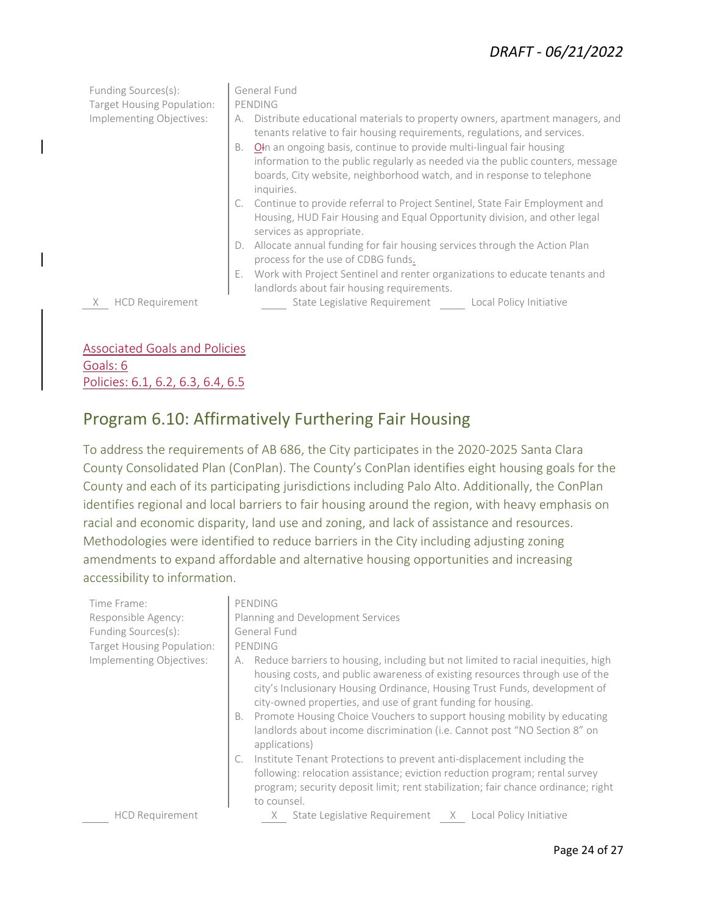Funding Sources(s): General Fund

Target Housing Population: PENDING

Implementing Objectives:

A. Distribute educational materials to property owners, apartment managers, and tenants relative to fair housing requirements, regulations, and services.
B. OIn an ongoing basis, continue to provide multi-lingual fair housing information to the public regularly as needed via the public counters, message boards, City website, neighborhood watch, and in response to telephone inquiries.
C. Continue to provide referral to Project Sentinel, State Fair Employment and Housing, HUD Fair Housing and Equal Opportunity division, and other legal services as appropriate.
D. Allocate annual funding for fair housing services through the Action Plan process for the use of CDBG funds.
E. Work with Project Sentinel and renter organizations to educate tenants and landlords about fair housing requirements.

__X__ HCD Requirement ____ State Legislative Requirement ____ Local Policy Initiative

Associated Goals and Policies
Goals: 6
Policies: 6.1, 6.2, 6.3, 6.4, 6.5

## Program 6.10: Affirmatively Furthering Fair Housing

To address the requirements of AB 686, the City participates in the 2020-2025 Santa Clara County Consolidated Plan (ConPlan). The County's ConPlan identifies eight housing goals for the County and each of its participating jurisdictions including Palo Alto. Additionally, the ConPlan identifies regional and local barriers to fair housing around the region, with heavy emphasis on racial and economic disparity, land use and zoning, and lack of assistance and resources. Methodologies were identified to reduce barriers in the City including adjusting zoning amendments to expand affordable and alternative housing opportunities and increasing accessibility to information.

Time Frame: PENDING

Responsible Agency: Planning and Development Services

Funding Sources(s): General Fund

Target Housing Population: PENDING

Implementing Objectives:

A. Reduce barriers to housing, including but not limited to racial inequities, high housing costs, and public awareness of existing resources through use of the city's Inclusionary Housing Ordinance, Housing Trust Funds, development of city-owned properties, and use of grant funding for housing.
B. Promote Housing Choice Vouchers to support housing mobility by educating landlords about income discrimination (i.e. Cannot post "NO Section 8" on applications)
C. Institute Tenant Protections to prevent anti-displacement including the following: relocation assistance; eviction reduction program; rental survey program; security deposit limit; rent stabilization; fair chance ordinance; right to counsel.

____ HCD Requirement __X__ State Legislative Requirement __X__ Local Policy Initiative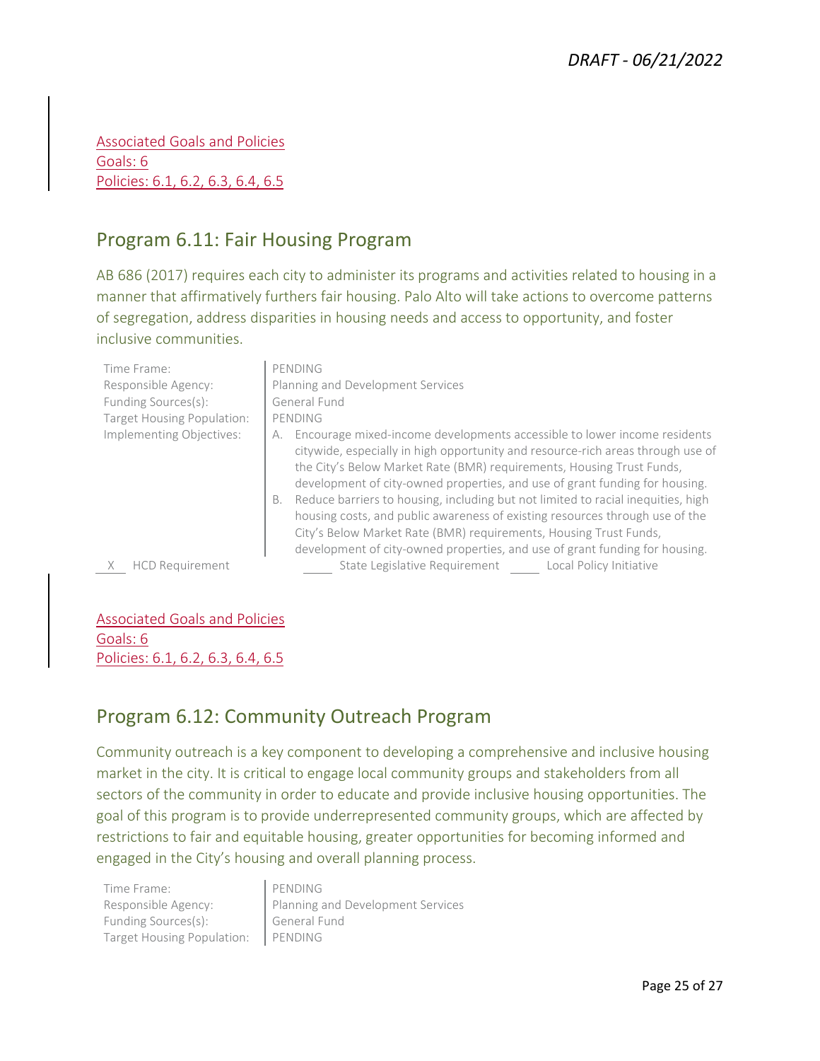Associated Goals and Policies
Goals: 6
Policies: 6.1, 6.2, 6.3, 6.4, 6.5

## Program 6.11: Fair Housing Program

AB 686 (2017) requires each city to administer its programs and activities related to housing in a manner that affirmatively furthers fair housing. Palo Alto will take actions to overcome patterns of segregation, address disparities in housing needs and access to opportunity, and foster inclusive communities.

| | |
|---|---|
| Time Frame: | PENDING |
| Responsible Agency: | Planning and Development Services |
| Funding Sources(s): | General Fund |
| Target Housing Population: | PENDING |
| Implementing Objectives: | A. Encourage mixed-income developments accessible to lower income residents citywide, especially in high opportunity and resource-rich areas through use of the City's Below Market Rate (BMR) requirements, Housing Trust Funds, development of city-owned properties, and use of grant funding for housing.<br>B. Reduce barriers to housing, including but not limited to racial inequities, high housing costs, and public awareness of existing resources through use of the City's Below Market Rate (BMR) requirements, Housing Trust Funds, development of city-owned properties, and use of grant funding for housing. |

\_X\_ HCD Requirement     \_\_\_\_ State Legislative Requirement     \_\_\_\_ Local Policy Initiative

Associated Goals and Policies
Goals: 6
Policies: 6.1, 6.2, 6.3, 6.4, 6.5

## Program 6.12: Community Outreach Program

Community outreach is a key component to developing a comprehensive and inclusive housing market in the city. It is critical to engage local community groups and stakeholders from all sectors of the community in order to educate and provide inclusive housing opportunities. The goal of this program is to provide underrepresented community groups, which are affected by restrictions to fair and equitable housing, greater opportunities for becoming informed and engaged in the City's housing and overall planning process.

| | |
|---|---|
| Time Frame: | PENDING |
| Responsible Agency: | Planning and Development Services |
| Funding Sources(s): | General Fund |
| Target Housing Population: | PENDING |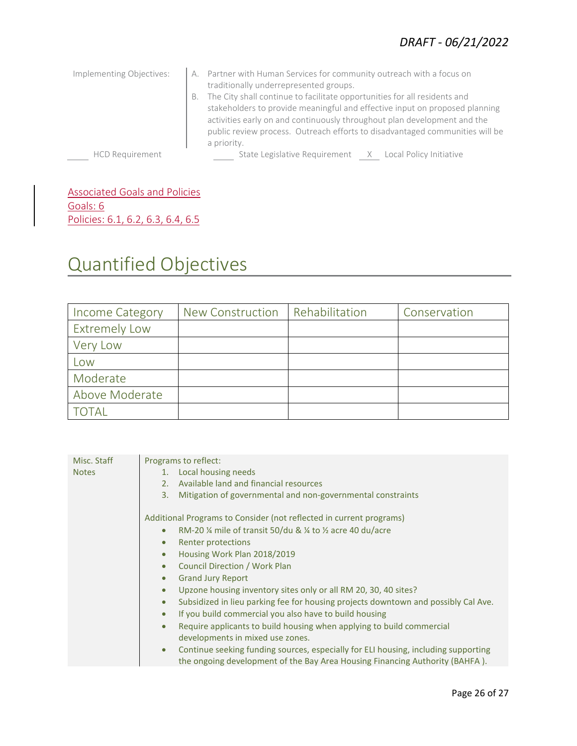*DRAFT - 06/21/2022*

Implementing Objectives:

A. Partner with Human Services for community outreach with a focus on traditionally underrepresented groups.
B. The City shall continue to facilitate opportunities for all residents and stakeholders to provide meaningful and effective input on proposed planning activities early on and continuously throughout plan development and the public review process. Outreach efforts to disadvantaged communities will be a priority.

\_\_\_\_ HCD Requirement    \_\_\_\_ State Legislative Requirement    \_X\_ Local Policy Initiative

Associated Goals and Policies
Goals: 6
Policies: 6.1, 6.2, 6.3, 6.4, 6.5

# Quantified Objectives

| Income Category | New Construction | Rehabilitation | Conservation |
|---|---|---|---|
| Extremely Low | | | |
| Very Low | | | |
| Low | | | |
| Moderate | | | |
| Above Moderate | | | |
| TOTAL | | | |

**Misc. Staff Notes**

Programs to reflect:

1. Local housing needs
2. Available land and financial resources
3. Mitigation of governmental and non-governmental constraints

Additional Programs to Consider (not reflected in current programs)

- RM-20 ¼ mile of transit 50/du & ¼ to ½ acre 40 du/acre
- Renter protections
- Housing Work Plan 2018/2019
- Council Direction / Work Plan
- Grand Jury Report
- Upzone housing inventory sites only or all RM 20, 30, 40 sites?
- Subsidized in lieu parking fee for housing projects downtown and possibly Cal Ave.
- If you build commercial you also have to build housing
- Require applicants to build housing when applying to build commercial developments in mixed use zones.
- Continue seeking funding sources, especially for ELI housing, including supporting the ongoing development of the Bay Area Housing Financing Authority (BAHFA ).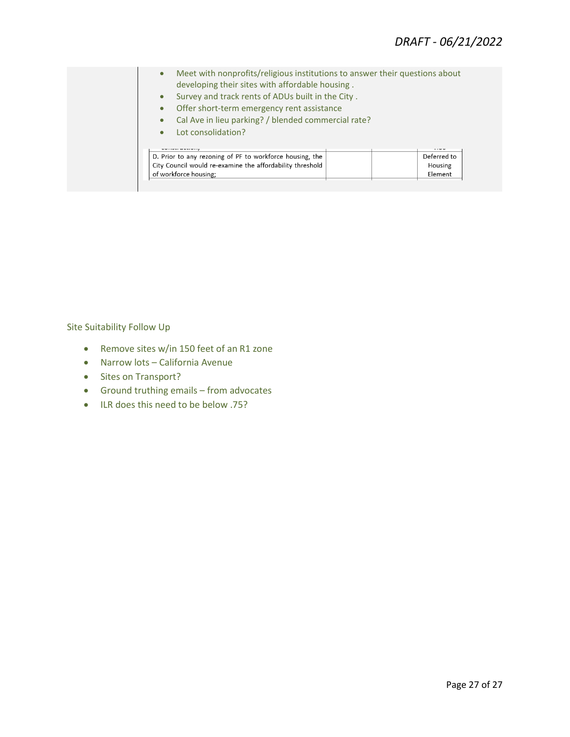- Meet with nonprofits/religious institutions to answer their questions about developing their sites with affordable housing .
- Survey and track rents of ADUs built in the City .
- Offer short-term emergency rent assistance
- Cal Ave in lieu parking? / blended commercial rate?
- Lot consolidation?

| | | | |
|---|---|---|---|
| D. Prior to any rezoning of PF to workforce housing, the City Council would re-examine the affordability threshold of workforce housing; | | | Deferred to Housing Element |

Site Suitability Follow Up

- Remove sites w/in 150 feet of an R1 zone
- Narrow lots – California Avenue
- Sites on Transport?
- Ground truthing emails – from advocates
- ILR does this need to be below .75?